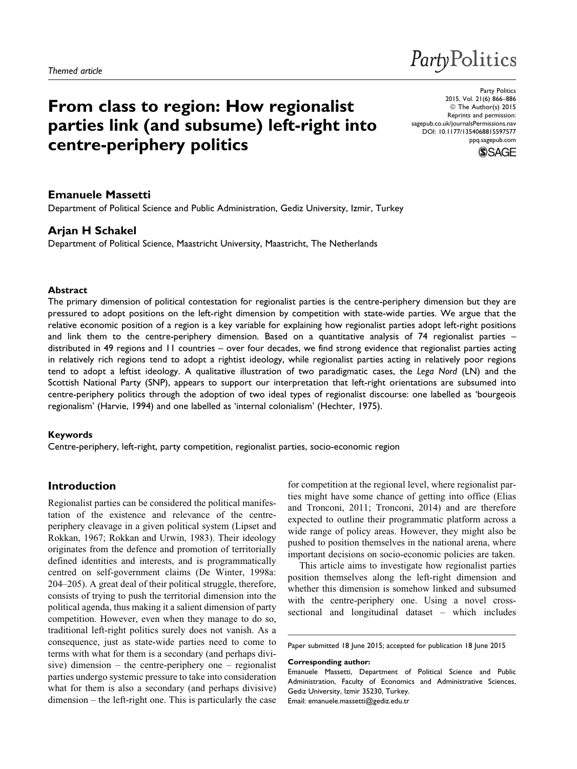*Themed article*

# From class to region: How regionalist parties link (and subsume) left-right into centre-periphery politics

**Emanuele Massetti**

Department of Political Science and Public Administration, Gediz University, Izmir, Turkey

**Arjan H Schakel**

Department of Political Science, Maastricht University, Maastricht, The Netherlands

### Abstract

The primary dimension of political contestation for regionalist parties is the centre-periphery dimension but they are pressured to adopt positions on the left-right dimension by competition with state-wide parties. We argue that the relative economic position of a region is a key variable for explaining how regionalist parties adopt left-right positions and link them to the centre-periphery dimension. Based on a quantitative analysis of 74 regionalist parties – distributed in 49 regions and 11 countries – over four decades, we find strong evidence that regionalist parties acting in relatively rich regions tend to adopt a rightist ideology, while regionalist parties acting in relatively poor regions tend to adopt a leftist ideology. A qualitative illustration of two paradigmatic cases, the *Lega Nord* (LN) and the Scottish National Party (SNP), appears to support our interpretation that left-right orientations are subsumed into centre-periphery politics through the adoption of two ideal types of regionalist discourse: one labelled as 'bourgeois regionalism' (Harvie, 1994) and one labelled as 'internal colonialism' (Hechter, 1975).

### Keywords

Centre-periphery, left-right, party competition, regionalist parties, socio-economic region

## Introduction

Regionalist parties can be considered the political manifestation of the existence and relevance of the centre-periphery cleavage in a given political system (Lipset and Rokkan, 1967; Rokkan and Urwin, 1983). Their ideology originates from the defence and promotion of territorially defined identities and interests, and is programmatically centred on self-government claims (De Winter, 1998a: 204–205). A great deal of their political struggle, therefore, consists of trying to push the territorial dimension into the political agenda, thus making it a salient dimension of party competition. However, even when they manage to do so, traditional left-right politics surely does not vanish. As a consequence, just as state-wide parties need to come to terms with what for them is a secondary (and perhaps divisive) dimension – the centre-periphery one – regionalist parties undergo systemic pressure to take into consideration what for them is also a secondary (and perhaps divisive) dimension – the left-right one. This is particularly the case for competition at the regional level, where regionalist parties might have some chance of getting into office (Elias and Tronconi, 2011; Tronconi, 2014) and are therefore expected to outline their programmatic platform across a wide range of policy areas. However, they might also be pushed to position themselves in the national arena, where important decisions on socio-economic policies are taken.

This article aims to investigate how regionalist parties position themselves along the left-right dimension and whether this dimension is somehow linked and subsumed with the centre-periphery one. Using a novel cross-sectional and longitudinal dataset – which includes

Paper submitted 18 June 2015; accepted for publication 18 June 2015

**Corresponding author:**

Emanuele Massetti, Department of Political Science and Public Administration, Faculty of Economics and Administrative Sciences, Gediz University, Izmir 35230, Turkey.

Email: emanuele.massetti@gediz.edu.tr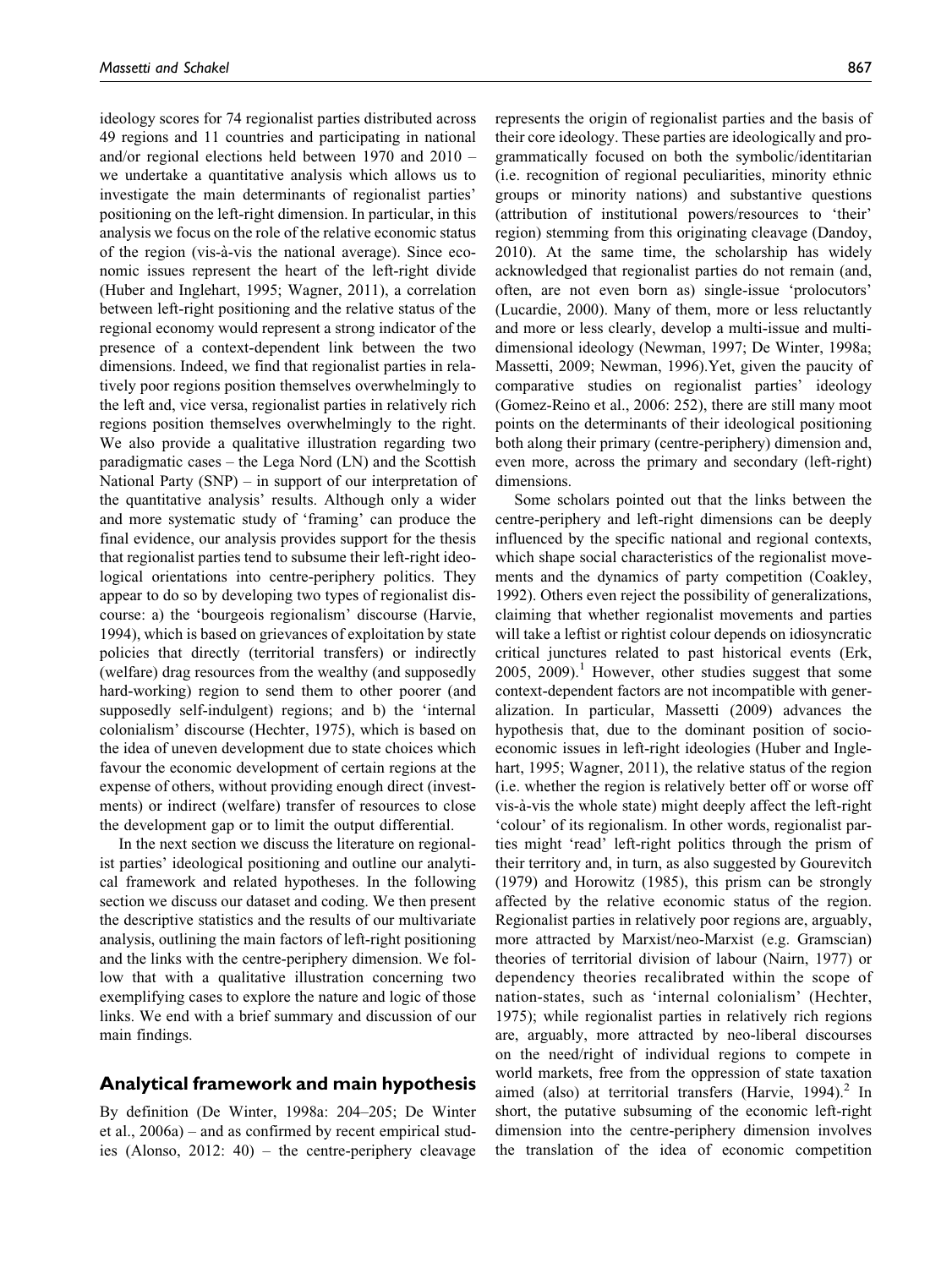ideology scores for 74 regionalist parties distributed across 49 regions and 11 countries and participating in national and/or regional elections held between 1970 and 2010 – we undertake a quantitative analysis which allows us to investigate the main determinants of regionalist parties' positioning on the left-right dimension. In particular, in this analysis we focus on the role of the relative economic status of the region (vis-à-vis the national average). Since economic issues represent the heart of the left-right divide (Huber and Inglehart, 1995; Wagner, 2011), a correlation between left-right positioning and the relative status of the regional economy would represent a strong indicator of the presence of a context-dependent link between the two dimensions. Indeed, we find that regionalist parties in relatively poor regions position themselves overwhelmingly to the left and, vice versa, regionalist parties in relatively rich regions position themselves overwhelmingly to the right. We also provide a qualitative illustration regarding two paradigmatic cases – the Lega Nord (LN) and the Scottish National Party (SNP) – in support of our interpretation of the quantitative analysis' results. Although only a wider and more systematic study of 'framing' can produce the final evidence, our analysis provides support for the thesis that regionalist parties tend to subsume their left-right ideological orientations into centre-periphery politics. They appear to do so by developing two types of regionalist discourse: a) the 'bourgeois regionalism' discourse (Harvie, 1994), which is based on grievances of exploitation by state policies that directly (territorial transfers) or indirectly (welfare) drag resources from the wealthy (and supposedly hard-working) region to send them to other poorer (and supposedly self-indulgent) regions; and b) the 'internal colonialism' discourse (Hechter, 1975), which is based on the idea of uneven development due to state choices which favour the economic development of certain regions at the expense of others, without providing enough direct (investments) or indirect (welfare) transfer of resources to close the development gap or to limit the output differential.

In the next section we discuss the literature on regionalist parties' ideological positioning and outline our analytical framework and related hypotheses. In the following section we discuss our dataset and coding. We then present the descriptive statistics and the results of our multivariate analysis, outlining the main factors of left-right positioning and the links with the centre-periphery dimension. We follow that with a qualitative illustration concerning two exemplifying cases to explore the nature and logic of those links. We end with a brief summary and discussion of our main findings.

## Analytical framework and main hypothesis

By definition (De Winter, 1998a: 204–205; De Winter et al., 2006a) – and as confirmed by recent empirical studies (Alonso, 2012: 40) – the centre-periphery cleavage represents the origin of regionalist parties and the basis of their core ideology. These parties are ideologically and programmatically focused on both the symbolic/identitarian (i.e. recognition of regional peculiarities, minority ethnic groups or minority nations) and substantive questions (attribution of institutional powers/resources to 'their' region) stemming from this originating cleavage (Dandoy, 2010). At the same time, the scholarship has widely acknowledged that regionalist parties do not remain (and, often, are not even born as) single-issue 'prolocutors' (Lucardie, 2000). Many of them, more or less reluctantly and more or less clearly, develop a multi-issue and multidimensional ideology (Newman, 1997; De Winter, 1998a; Massetti, 2009; Newman, 1996).Yet, given the paucity of comparative studies on regionalist parties' ideology (Gomez-Reino et al., 2006: 252), there are still many moot points on the determinants of their ideological positioning both along their primary (centre-periphery) dimension and, even more, across the primary and secondary (left-right) dimensions.

Some scholars pointed out that the links between the centre-periphery and left-right dimensions can be deeply influenced by the specific national and regional contexts, which shape social characteristics of the regionalist movements and the dynamics of party competition (Coakley, 1992). Others even reject the possibility of generalizations, claiming that whether regionalist movements and parties will take a leftist or rightist colour depends on idiosyncratic critical junctures related to past historical events (Erk, 2005, 2009).[1] However, other studies suggest that some context-dependent factors are not incompatible with generalization. In particular, Massetti (2009) advances the hypothesis that, due to the dominant position of socio-economic issues in left-right ideologies (Huber and Inglehart, 1995; Wagner, 2011), the relative status of the region (i.e. whether the region is relatively better off or worse off vis-à-vis the whole state) might deeply affect the left-right 'colour' of its regionalism. In other words, regionalist parties might 'read' left-right politics through the prism of their territory and, in turn, as also suggested by Gourevitch (1979) and Horowitz (1985), this prism can be strongly affected by the relative economic status of the region. Regionalist parties in relatively poor regions are, arguably, more attracted by Marxist/neo-Marxist (e.g. Gramscian) theories of territorial division of labour (Nairn, 1977) or dependency theories recalibrated within the scope of nation-states, such as 'internal colonialism' (Hechter, 1975); while regionalist parties in relatively rich regions are, arguably, more attracted by neo-liberal discourses on the need/right of individual regions to compete in world markets, free from the oppression of state taxation aimed (also) at territorial transfers (Harvie, 1994).[2] In short, the putative subsuming of the economic left-right dimension into the centre-periphery dimension involves the translation of the idea of economic competition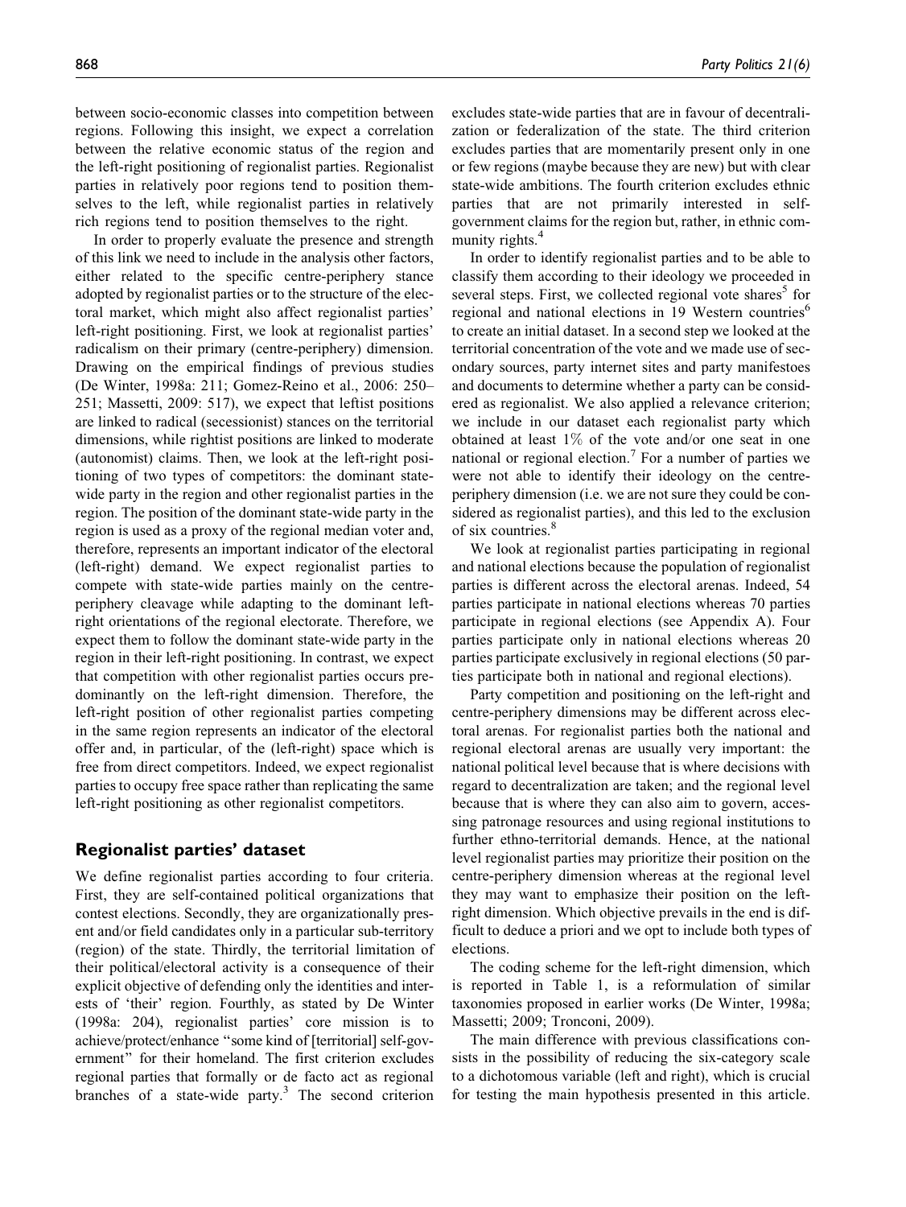between socio-economic classes into competition between regions. Following this insight, we expect a correlation between the relative economic status of the region and the left-right positioning of regionalist parties. Regionalist parties in relatively poor regions tend to position themselves to the left, while regionalist parties in relatively rich regions tend to position themselves to the right.

In order to properly evaluate the presence and strength of this link we need to include in the analysis other factors, either related to the specific centre-periphery stance adopted by regionalist parties or to the structure of the electoral market, which might also affect regionalist parties' left-right positioning. First, we look at regionalist parties' radicalism on their primary (centre-periphery) dimension. Drawing on the empirical findings of previous studies (De Winter, 1998a: 211; Gomez-Reino et al., 2006: 250–251; Massetti, 2009: 517), we expect that leftist positions are linked to radical (secessionist) stances on the territorial dimensions, while rightist positions are linked to moderate (autonomist) claims. Then, we look at the left-right positioning of two types of competitors: the dominant state-wide party in the region and other regionalist parties in the region. The position of the dominant state-wide party in the region is used as a proxy of the regional median voter and, therefore, represents an important indicator of the electoral (left-right) demand. We expect regionalist parties to compete with state-wide parties mainly on the centre-periphery cleavage while adapting to the dominant left-right orientations of the regional electorate. Therefore, we expect them to follow the dominant state-wide party in the region in their left-right positioning. In contrast, we expect that competition with other regionalist parties occurs predominantly on the left-right dimension. Therefore, the left-right position of other regionalist parties competing in the same region represents an indicator of the electoral offer and, in particular, of the (left-right) space which is free from direct competitors. Indeed, we expect regionalist parties to occupy free space rather than replicating the same left-right positioning as other regionalist competitors.

## Regionalist parties' dataset

We define regionalist parties according to four criteria. First, they are self-contained political organizations that contest elections. Secondly, they are organizationally present and/or field candidates only in a particular sub-territory (region) of the state. Thirdly, the territorial limitation of their political/electoral activity is a consequence of their explicit objective of defending only the identities and interests of 'their' region. Fourthly, as stated by De Winter (1998a: 204), regionalist parties' core mission is to achieve/protect/enhance "some kind of [territorial] self-government" for their homeland. The first criterion excludes regional parties that formally or de facto act as regional branches of a state-wide party.[3] The second criterion excludes state-wide parties that are in favour of decentralization or federalization of the state. The third criterion excludes parties that are momentarily present only in one or few regions (maybe because they are new) but with clear state-wide ambitions. The fourth criterion excludes ethnic parties that are not primarily interested in self-government claims for the region but, rather, in ethnic community rights.[4]

In order to identify regionalist parties and to be able to classify them according to their ideology we proceeded in several steps. First, we collected regional vote shares[5] for regional and national elections in 19 Western countries[6] to create an initial dataset. In a second step we looked at the territorial concentration of the vote and we made use of secondary sources, party internet sites and party manifestoes and documents to determine whether a party can be considered as regionalist. We also applied a relevance criterion; we include in our dataset each regionalist party which obtained at least 1% of the vote and/or one seat in one national or regional election.[7] For a number of parties we were not able to identify their ideology on the centre-periphery dimension (i.e. we are not sure they could be considered as regionalist parties), and this led to the exclusion of six countries.[8]

We look at regionalist parties participating in regional and national elections because the population of regionalist parties is different across the electoral arenas. Indeed, 54 parties participate in national elections whereas 70 parties participate in regional elections (see Appendix A). Four parties participate only in national elections whereas 20 parties participate exclusively in regional elections (50 parties participate both in national and regional elections).

Party competition and positioning on the left-right and centre-periphery dimensions may be different across electoral arenas. For regionalist parties both the national and regional electoral arenas are usually very important: the national political level because that is where decisions with regard to decentralization are taken; and the regional level because that is where they can also aim to govern, accessing patronage resources and using regional institutions to further ethno-territorial demands. Hence, at the national level regionalist parties may prioritize their position on the centre-periphery dimension whereas at the regional level they may want to emphasize their position on the left-right dimension. Which objective prevails in the end is difficult to deduce a priori and we opt to include both types of elections.

The coding scheme for the left-right dimension, which is reported in Table 1, is a reformulation of similar taxonomies proposed in earlier works (De Winter, 1998a; Massetti; 2009; Tronconi, 2009).

The main difference with previous classifications consists in the possibility of reducing the six-category scale to a dichotomous variable (left and right), which is crucial for testing the main hypothesis presented in this article.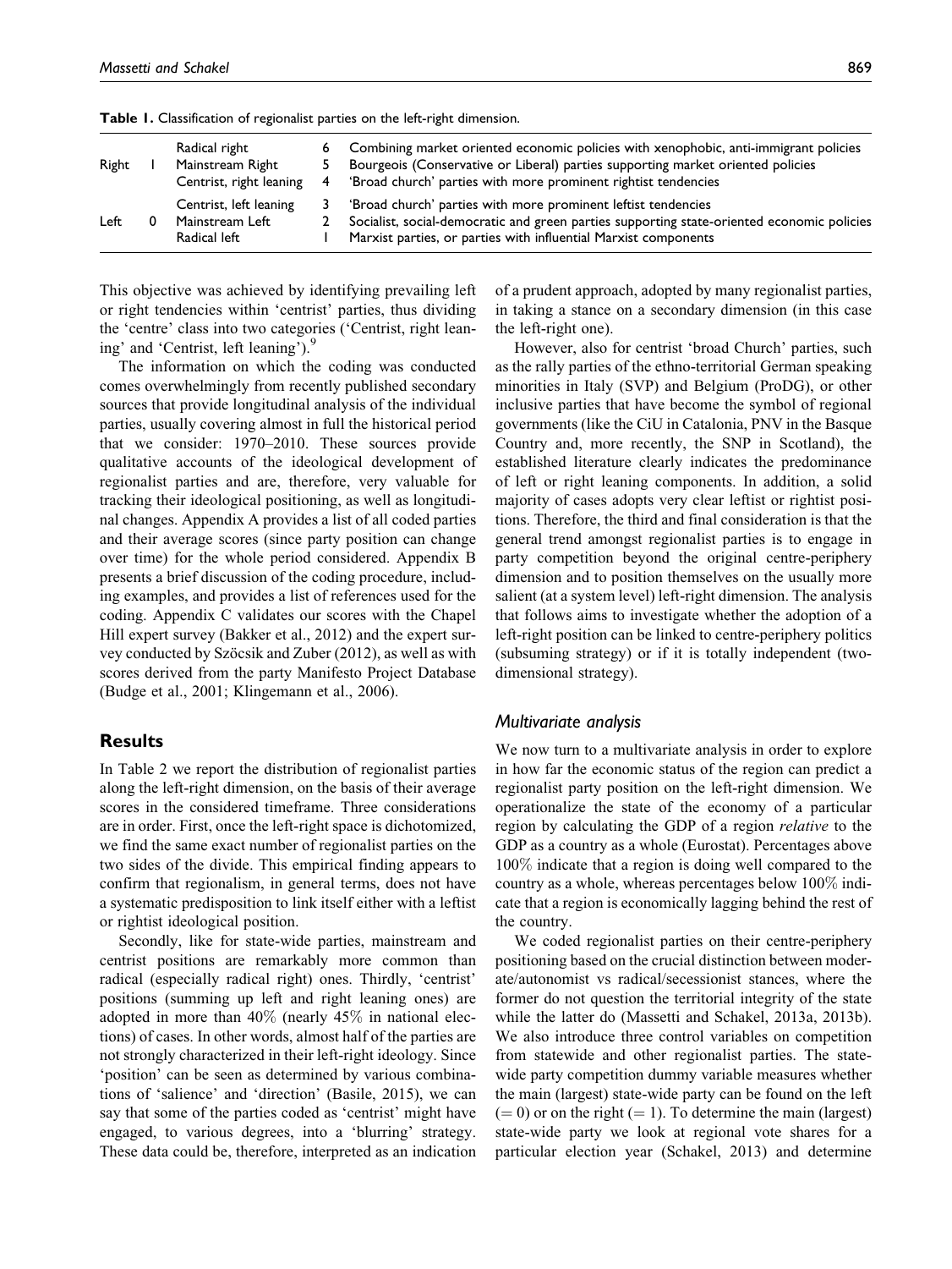**Table 1.** Classification of regionalist parties on the left-right dimension.

| | | | | |
|---|---|---|---|---|
| Right | 1 | Radical right | 6 | Combining market oriented economic policies with xenophobic, anti-immigrant policies |
| | | Mainstream Right | 5 | Bourgeois (Conservative or Liberal) parties supporting market oriented policies |
| | | Centrist, right leaning | 4 | 'Broad church' parties with more prominent rightist tendencies |
| Left | 0 | Centrist, left leaning | 3 | 'Broad church' parties with more prominent leftist tendencies |
| | | Mainstream Left | 2 | Socialist, social-democratic and green parties supporting state-oriented economic policies |
| | | Radical left | 1 | Marxist parties, or parties with influential Marxist components |

This objective was achieved by identifying prevailing left or right tendencies within 'centrist' parties, thus dividing the 'centre' class into two categories ('Centrist, right leaning' and 'Centrist, left leaning').[9]

The information on which the coding was conducted comes overwhelmingly from recently published secondary sources that provide longitudinal analysis of the individual parties, usually covering almost in full the historical period that we consider: 1970–2010. These sources provide qualitative accounts of the ideological development of regionalist parties and are, therefore, very valuable for tracking their ideological positioning, as well as longitudinal changes. Appendix A provides a list of all coded parties and their average scores (since party position can change over time) for the whole period considered. Appendix B presents a brief discussion of the coding procedure, including examples, and provides a list of references used for the coding. Appendix C validates our scores with the Chapel Hill expert survey (Bakker et al., 2012) and the expert survey conducted by Szöcsik and Zuber (2012), as well as with scores derived from the party Manifesto Project Database (Budge et al., 2001; Klingemann et al., 2006).

## Results

In Table 2 we report the distribution of regionalist parties along the left-right dimension, on the basis of their average scores in the considered timeframe. Three considerations are in order. First, once the left-right space is dichotomized, we find the same exact number of regionalist parties on the two sides of the divide. This empirical finding appears to confirm that regionalism, in general terms, does not have a systematic predisposition to link itself either with a leftist or rightist ideological position.

Secondly, like for state-wide parties, mainstream and centrist positions are remarkably more common than radical (especially radical right) ones. Thirdly, 'centrist' positions (summing up left and right leaning ones) are adopted in more than 40% (nearly 45% in national elections) of cases. In other words, almost half of the parties are not strongly characterized in their left-right ideology. Since 'position' can be seen as determined by various combinations of 'salience' and 'direction' (Basile, 2015), we can say that some of the parties coded as 'centrist' might have engaged, to various degrees, into a 'blurring' strategy. These data could be, therefore, interpreted as an indication of a prudent approach, adopted by many regionalist parties, in taking a stance on a secondary dimension (in this case the left-right one).

However, also for centrist 'broad Church' parties, such as the rally parties of the ethno-territorial German speaking minorities in Italy (SVP) and Belgium (ProDG), or other inclusive parties that have become the symbol of regional governments (like the CiU in Catalonia, PNV in the Basque Country and, more recently, the SNP in Scotland), the established literature clearly indicates the predominance of left or right leaning components. In addition, a solid majority of cases adopts very clear leftist or rightist positions. Therefore, the third and final consideration is that the general trend amongst regionalist parties is to engage in party competition beyond the original centre-periphery dimension and to position themselves on the usually more salient (at a system level) left-right dimension. The analysis that follows aims to investigate whether the adoption of a left-right position can be linked to centre-periphery politics (subsuming strategy) or if it is totally independent (two-dimensional strategy).

### Multivariate analysis

We now turn to a multivariate analysis in order to explore in how far the economic status of the region can predict a regionalist party position on the left-right dimension. We operationalize the state of the economy of a particular region by calculating the GDP of a region *relative* to the GDP as a country as a whole (Eurostat). Percentages above 100% indicate that a region is doing well compared to the country as a whole, whereas percentages below 100% indicate that a region is economically lagging behind the rest of the country.

We coded regionalist parties on their centre-periphery positioning based on the crucial distinction between moderate/autonomist vs radical/secessionist stances, where the former do not question the territorial integrity of the state while the latter do (Massetti and Schakel, 2013a, 2013b). We also introduce three control variables on competition from statewide and other regionalist parties. The statewide party competition dummy variable measures whether the main (largest) state-wide party can be found on the left (= 0) or on the right (= 1). To determine the main (largest) state-wide party we look at regional vote shares for a particular election year (Schakel, 2013) and determine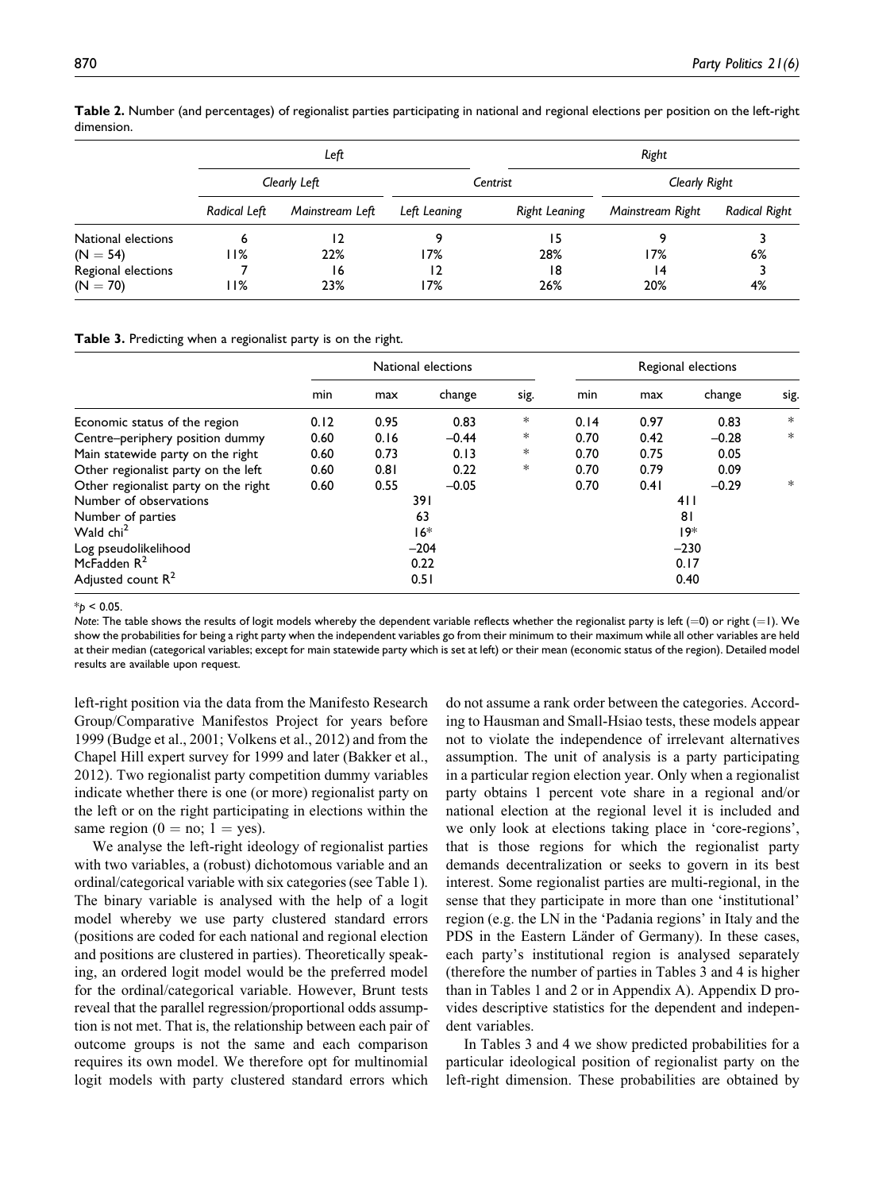**Table 2.** Number (and percentages) of regionalist parties participating in national and regional elections per position on the left-right dimension.

| | Left | | | Right | | |
|---|---|---|---|---|---|---|
| | Clearly Left | | Centrist | | Clearly Right | |
| | *Radical Left* | *Mainstream Left* | *Left Leaning* | *Right Leaning* | *Mainstream Right* | *Radical Right* |
| National elections | 6 | 12 | 9 | 15 | 9 | 3 |
| (N = 54) | 11% | 22% | 17% | 28% | 17% | 6% |
| Regional elections | 7 | 16 | 12 | 18 | 14 | 3 |
| (N = 70) | 11% | 23% | 17% | 26% | 20% | 4% |

**Table 3.** Predicting when a regionalist party is on the right.

| | National elections | | | | Regional elections | | | |
|---|---|---|---|---|---|---|---|---|
| | min | max | change | sig. | min | max | change | sig. |
| Economic status of the region | 0.12 | 0.95 | 0.83 | * | 0.14 | 0.97 | 0.83 | * |
| Centre–periphery position dummy | 0.60 | 0.16 | −0.44 | * | 0.70 | 0.42 | −0.28 | * |
| Main statewide party on the right | 0.60 | 0.73 | 0.13 | * | 0.70 | 0.75 | 0.05 | |
| Other regionalist party on the left | 0.60 | 0.81 | 0.22 | * | 0.70 | 0.79 | 0.09 | |
| Other regionalist party on the right | 0.60 | 0.55 | −0.05 | | 0.70 | 0.41 | −0.29 | * |
| Number of observations | | 391 | | | | 411 | | |
| Number of parties | | 63 | | | | 81 | | |
| Wald chi$^2$ | | 16* | | | | 19* | | |
| Log pseudolikelihood | | −204 | | | | −230 | | |
| McFadden $R^2$ | | 0.22 | | | | 0.17 | | |
| Adjusted count $R^2$ | | 0.51 | | | | 0.40 | | |

*$p < 0.05$.

*Note*: The table shows the results of logit models whereby the dependent variable reflects whether the regionalist party is left (=0) or right (=1). We show the probabilities for being a right party when the independent variables go from their minimum to their maximum while all other variables are held at their median (categorical variables; except for main statewide party which is set at left) or their mean (economic status of the region). Detailed model results are available upon request.

left-right position via the data from the Manifesto Research Group/Comparative Manifestos Project for years before 1999 (Budge et al., 2001; Volkens et al., 2012) and from the Chapel Hill expert survey for 1999 and later (Bakker et al., 2012). Two regionalist party competition dummy variables indicate whether there is one (or more) regionalist party on the left or on the right participating in elections within the same region (0 = no; 1 = yes).

We analyse the left-right ideology of regionalist parties with two variables, a (robust) dichotomous variable and an ordinal/categorical variable with six categories (see Table 1). The binary variable is analysed with the help of a logit model whereby we use party clustered standard errors (positions are coded for each national and regional election and positions are clustered in parties). Theoretically speaking, an ordered logit model would be the preferred model for the ordinal/categorical variable. However, Brunt tests reveal that the parallel regression/proportional odds assumption is not met. That is, the relationship between each pair of outcome groups is not the same and each comparison requires its own model. We therefore opt for multinomial logit models with party clustered standard errors which do not assume a rank order between the categories. According to Hausman and Small-Hsiao tests, these models appear not to violate the independence of irrelevant alternatives assumption. The unit of analysis is a party participating in a particular region election year. Only when a regionalist party obtains 1 percent vote share in a regional and/or national election at the regional level it is included and we only look at elections taking place in 'core-regions', that is those regions for which the regionalist party demands decentralization or seeks to govern in its best interest. Some regionalist parties are multi-regional, in the sense that they participate in more than one 'institutional' region (e.g. the LN in the 'Padania regions' in Italy and the PDS in the Eastern Länder of Germany). In these cases, each party's institutional region is analysed separately (therefore the number of parties in Tables 3 and 4 is higher than in Tables 1 and 2 or in Appendix A). Appendix D provides descriptive statistics for the dependent and independent variables.

In Tables 3 and 4 we show predicted probabilities for a particular ideological position of regionalist party on the left-right dimension. These probabilities are obtained by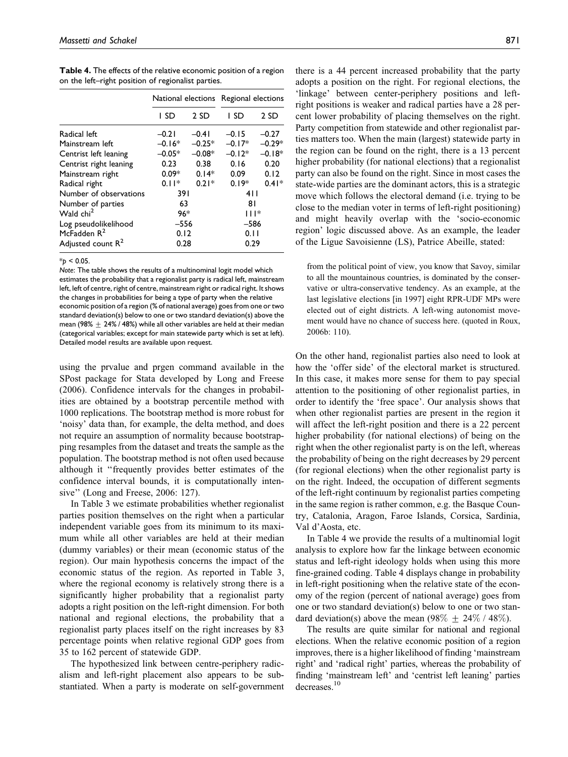**Table 4.** The effects of the relative economic position of a region on the left–right position of regionalist parties.

| | National elections | | Regional elections | |
|---|---|---|---|---|
| | 1 SD | 2 SD | 1 SD | 2 SD |
| Radical left | –0.21 | –0.41 | –0.15 | –0.27 |
| Mainstream left | –0.16* | –0.25* | –0.17* | –0.29* |
| Centrist left leaning | –0.05* | –0.08* | –0.12* | –0.18* |
| Centrist right leaning | 0.23 | 0.38 | 0.16 | 0.20 |
| Mainstream right | 0.09* | 0.14* | 0.09 | 0.12 |
| Radical right | 0.11* | 0.21* | 0.19* | 0.41* |
| Number of observations | 391 | | 411 | |
| Number of parties | 63 | | 81 | |
| Wald chi$^2$ | 96* | | 111* | |
| Log pseudolikelihood | –556 | | –586 | |
| McFadden $R^2$ | 0.12 | | 0.11 | |
| Adjusted count $R^2$ | 0.28 | | 0.29 | |

*$p < 0.05$.

*Note*: The table shows the results of a multinominal logit model which estimates the probability that a regionalist party is radical left, mainstream left, left of centre, right of centre, mainstream right or radical right. It shows the changes in probabilities for being a type of party when the relative economic position of a region (% of national average) goes from one or two standard deviation(s) below to one or two standard deviation(s) above the mean (98% ± 24% / 48%) while all other variables are held at their median (categorical variables; except for main statewide party which is set at left). Detailed model results are available upon request.

using the prvalue and prgen command available in the SPost package for Stata developed by Long and Freese (2006). Confidence intervals for the changes in probabilities are obtained by a bootstrap percentile method with 1000 replications. The bootstrap method is more robust for 'noisy' data than, for example, the delta method, and does not require an assumption of normality because bootstrapping resamples from the dataset and treats the sample as the population. The bootstrap method is not often used because although it "frequently provides better estimates of the confidence interval bounds, it is computationally intensive" (Long and Freese, 2006: 127).

In Table 3 we estimate probabilities whether regionalist parties position themselves on the right when a particular independent variable goes from its minimum to its maximum while all other variables are held at their median (dummy variables) or their mean (economic status of the region). Our main hypothesis concerns the impact of the economic status of the region. As reported in Table 3, where the regional economy is relatively strong there is a significantly higher probability that a regionalist party adopts a right position on the left-right dimension. For both national and regional elections, the probability that a regionalist party places itself on the right increases by 83 percentage points when relative regional GDP goes from 35 to 162 percent of statewide GDP.

The hypothesized link between centre-periphery radicalism and left-right placement also appears to be substantiated. When a party is moderate on self-government there is a 44 percent increased probability that the party adopts a position on the right. For regional elections, the 'linkage' between center-periphery positions and left-right positions is weaker and radical parties have a 28 percent lower probability of placing themselves on the right. Party competition from statewide and other regionalist parties matters too. When the main (largest) statewide party in the region can be found on the right, there is a 13 percent higher probability (for national elections) that a regionalist party can also be found on the right. Since in most cases the state-wide parties are the dominant actors, this is a strategic move which follows the electoral demand (i.e. trying to be close to the median voter in terms of left-right positioning) and might heavily overlap with the 'socio-economic region' logic discussed above. As an example, the leader of the Ligue Savoisienne (LS), Patrice Abeille, stated:

> from the political point of view, you know that Savoy, similar to all the mountainous countries, is dominated by the conservative or ultra-conservative tendency. As an example, at the last legislative elections [in 1997] eight RPR-UDF MPs were elected out of eight districts. A left-wing autonomist movement would have no chance of success here. (quoted in Roux, 2006b: 110).

On the other hand, regionalist parties also need to look at how the 'offer side' of the electoral market is structured. In this case, it makes more sense for them to pay special attention to the positioning of other regionalist parties, in order to identify the 'free space'. Our analysis shows that when other regionalist parties are present in the region it will affect the left-right position and there is a 22 percent higher probability (for national elections) of being on the right when the other regionalist party is on the left, whereas the probability of being on the right decreases by 29 percent (for regional elections) when the other regionalist party is on the right. Indeed, the occupation of different segments of the left-right continuum by regionalist parties competing in the same region is rather common, e.g. the Basque Country, Catalonia, Aragon, Faroe Islands, Corsica, Sardinia, Val d'Aosta, etc.

In Table 4 we provide the results of a multinomial logit analysis to explore how far the linkage between economic status and left-right ideology holds when using this more fine-grained coding. Table 4 displays change in probability in left-right positioning when the relative state of the economy of the region (percent of national average) goes from one or two standard deviation(s) below to one or two standard deviation(s) above the mean (98% ± 24% / 48%).

The results are quite similar for national and regional elections. When the relative economic position of a region improves, there is a higher likelihood of finding 'mainstream right' and 'radical right' parties, whereas the probability of finding 'mainstream left' and 'centrist left leaning' parties decreases.[10]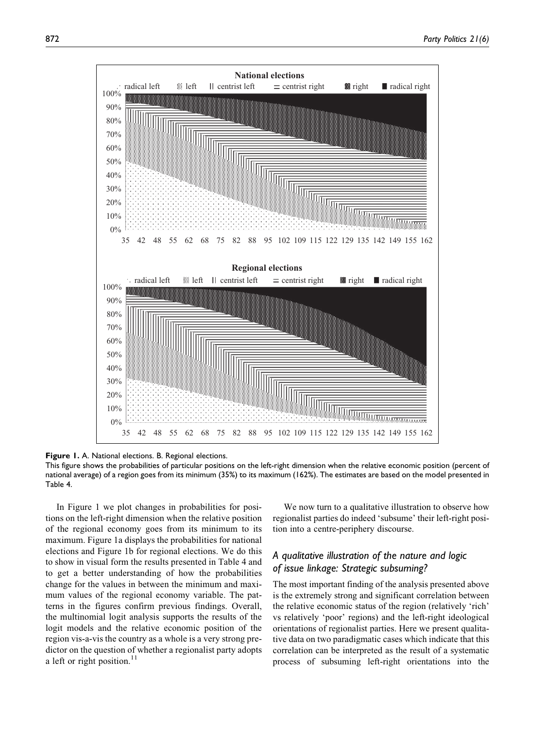**Figure 1.** A. National elections. B. Regional elections.

This figure shows the probabilities of particular positions on the left-right dimension when the relative economic position (percent of national average) of a region goes from its minimum (35%) to its maximum (162%). The estimates are based on the model presented in Table 4.

In Figure 1 we plot changes in probabilities for positions on the left-right dimension when the relative position of the regional economy goes from its minimum to its maximum. Figure 1a displays the probabilities for national elections and Figure 1b for regional elections. We do this to show in visual form the results presented in Table 4 and to get a better understanding of how the probabilities change for the values in between the minimum and maximum values of the regional economy variable. The patterns in the figures confirm previous findings. Overall, the multinomial logit analysis supports the results of the logit models and the relative economic position of the region vis-a-vis the country as a whole is a very strong predictor on the question of whether a regionalist party adopts a left or right position.[11]

We now turn to a qualitative illustration to observe how regionalist parties do indeed 'subsume' their left-right position into a centre-periphery discourse.

## *A qualitative illustration of the nature and logic of issue linkage: Strategic subsuming?*

The most important finding of the analysis presented above is the extremely strong and significant correlation between the relative economic status of the region (relatively 'rich' vs relatively 'poor' regions) and the left-right ideological orientations of regionalist parties. Here we present qualitative data on two paradigmatic cases which indicate that this correlation can be interpreted as the result of a systematic process of subsuming left-right orientations into the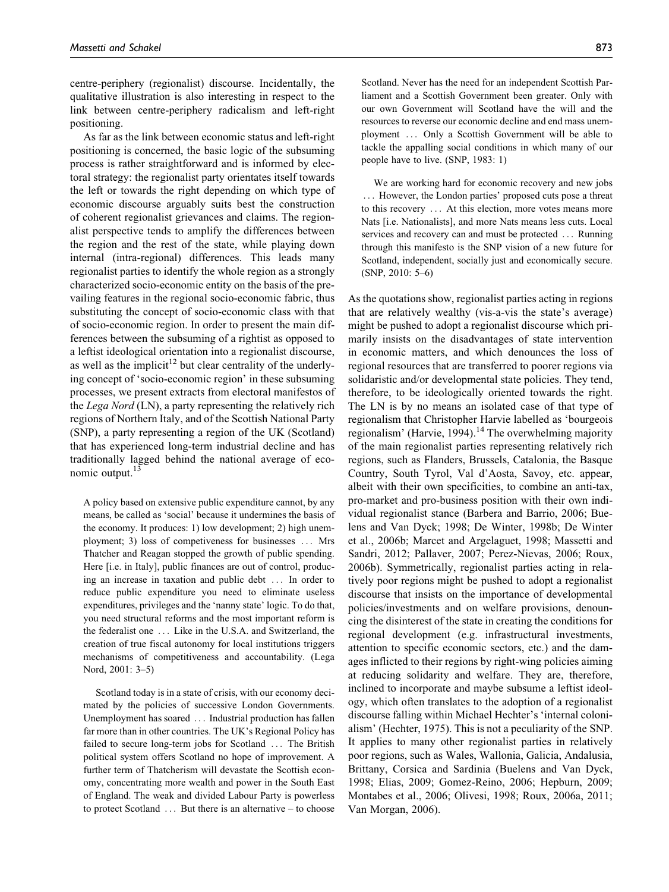centre-periphery (regionalist) discourse. Incidentally, the qualitative illustration is also interesting in respect to the link between centre-periphery radicalism and left-right positioning.

As far as the link between economic status and left-right positioning is concerned, the basic logic of the subsuming process is rather straightforward and is informed by electoral strategy: the regionalist party orientates itself towards the left or towards the right depending on which type of economic discourse arguably suits best the construction of coherent regionalist grievances and claims. The regionalist perspective tends to amplify the differences between the region and the rest of the state, while playing down internal (intra-regional) differences. This leads many regionalist parties to identify the whole region as a strongly characterized socio-economic entity on the basis of the prevailing features in the regional socio-economic fabric, thus substituting the concept of socio-economic class with that of socio-economic region. In order to present the main differences between the subsuming of a rightist as opposed to a leftist ideological orientation into a regionalist discourse, as well as the implicit[12] but clear centrality of the underlying concept of 'socio-economic region' in these subsuming processes, we present extracts from electoral manifestos of the *Lega Nord* (LN), a party representing the relatively rich regions of Northern Italy, and of the Scottish National Party (SNP), a party representing a region of the UK (Scotland) that has experienced long-term industrial decline and has traditionally lagged behind the national average of economic output.[13]

> A policy based on extensive public expenditure cannot, by any means, be called as 'social' because it undermines the basis of the economy. It produces: 1) low development; 2) high unemployment; 3) loss of competiveness for businesses ... Mrs Thatcher and Reagan stopped the growth of public spending. Here [i.e. in Italy], public finances are out of control, producing an increase in taxation and public debt ... In order to reduce public expenditure you need to eliminate useless expenditures, privileges and the 'nanny state' logic. To do that, you need structural reforms and the most important reform is the federalist one ... Like in the U.S.A. and Switzerland, the creation of true fiscal autonomy for local institutions triggers mechanisms of competitiveness and accountability. (Lega Nord, 2001: 3–5)

> Scotland today is in a state of crisis, with our economy decimated by the policies of successive London Governments. Unemployment has soared ... Industrial production has fallen far more than in other countries. The UK's Regional Policy has failed to secure long-term jobs for Scotland ... The British political system offers Scotland no hope of improvement. A further term of Thatcherism will devastate the Scottish economy, concentrating more wealth and power in the South East of England. The weak and divided Labour Party is powerless to protect Scotland ... But there is an alternative – to choose Scotland. Never has the need for an independent Scottish Parliament and a Scottish Government been greater. Only with our own Government will Scotland have the will and the resources to reverse our economic decline and end mass unemployment ... Only a Scottish Government will be able to tackle the appalling social conditions in which many of our people have to live. (SNP, 1983: 1)

> We are working hard for economic recovery and new jobs ... However, the London parties' proposed cuts pose a threat to this recovery ... At this election, more votes means more Nats [i.e. Nationalists], and more Nats means less cuts. Local services and recovery can and must be protected ... Running through this manifesto is the SNP vision of a new future for Scotland, independent, socially just and economically secure. (SNP, 2010: 5–6)

As the quotations show, regionalist parties acting in regions that are relatively wealthy (vis-a-vis the state's average) might be pushed to adopt a regionalist discourse which primarily insists on the disadvantages of state intervention in economic matters, and which denounces the loss of regional resources that are transferred to poorer regions via solidaristic and/or developmental state policies. They tend, therefore, to be ideologically oriented towards the right. The LN is by no means an isolated case of that type of regionalism that Christopher Harvie labelled as 'bourgeois regionalism' (Harvie, 1994).[14] The overwhelming majority of the main regionalist parties representing relatively rich regions, such as Flanders, Brussels, Catalonia, the Basque Country, South Tyrol, Val d'Aosta, Savoy, etc. appear, albeit with their own specificities, to combine an anti-tax, pro-market and pro-business position with their own individual regionalist stance (Barbera and Barrio, 2006; Buelens and Van Dyck; 1998; De Winter, 1998b; De Winter et al., 2006b; Marcet and Argelaguet, 1998; Massetti and Sandri, 2012; Pallaver, 2007; Perez-Nievas, 2006; Roux, 2006b). Symmetrically, regionalist parties acting in relatively poor regions might be pushed to adopt a regionalist discourse that insists on the importance of developmental policies/investments and on welfare provisions, denouncing the disinterest of the state in creating the conditions for regional development (e.g. infrastructural investments, attention to specific economic sectors, etc.) and the damages inflicted to their regions by right-wing policies aiming at reducing solidarity and welfare. They are, therefore, inclined to incorporate and maybe subsume a leftist ideology, which often translates to the adoption of a regionalist discourse falling within Michael Hechter's 'internal colonialism' (Hechter, 1975). This is not a peculiarity of the SNP. It applies to many other regionalist parties in relatively poor regions, such as Wales, Wallonia, Galicia, Andalusia, Brittany, Corsica and Sardinia (Buelens and Van Dyck, 1998; Elias, 2009; Gomez-Reino, 2006; Hepburn, 2009; Montabes et al., 2006; Olivesi, 1998; Roux, 2006a, 2011; Van Morgan, 2006).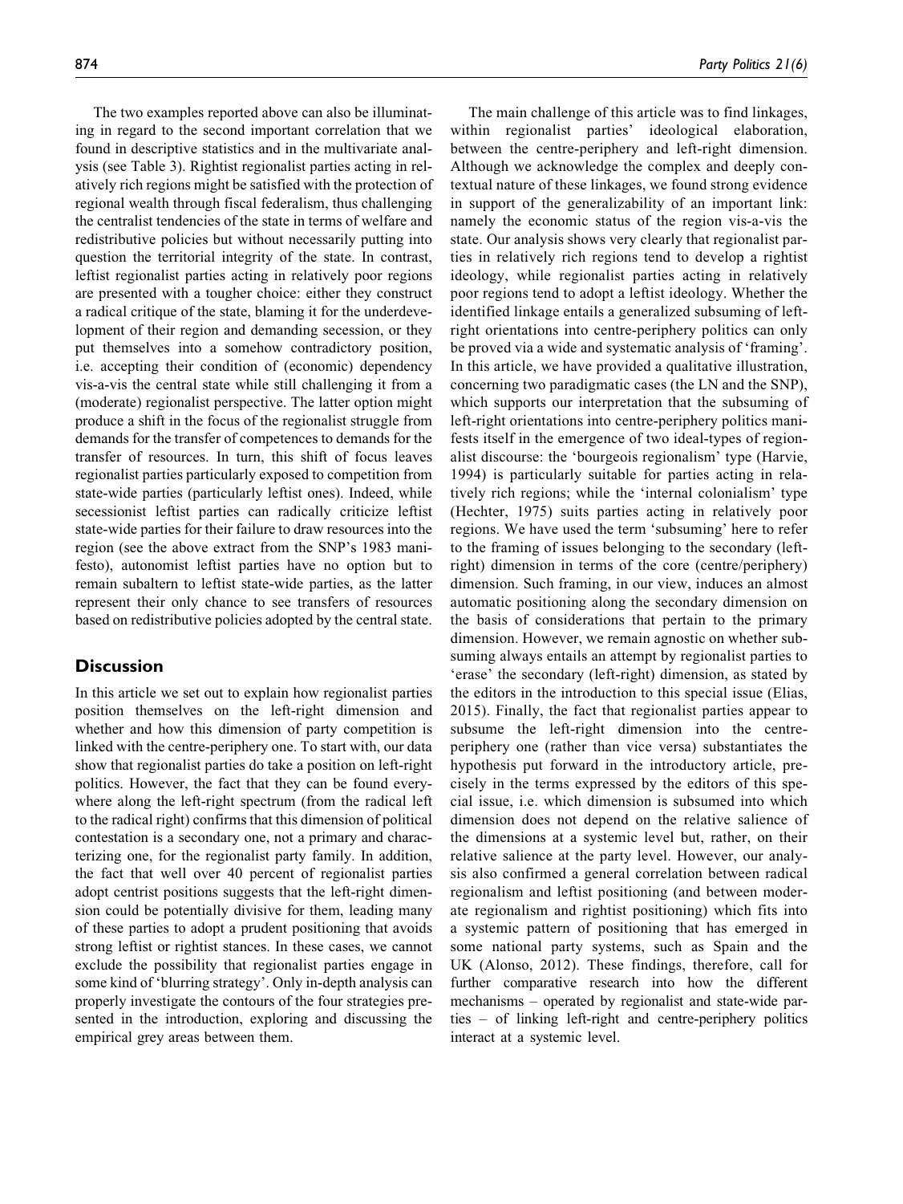The two examples reported above can also be illuminating in regard to the second important correlation that we found in descriptive statistics and in the multivariate analysis (see Table 3). Rightist regionalist parties acting in relatively rich regions might be satisfied with the protection of regional wealth through fiscal federalism, thus challenging the centralist tendencies of the state in terms of welfare and redistributive policies but without necessarily putting into question the territorial integrity of the state. In contrast, leftist regionalist parties acting in relatively poor regions are presented with a tougher choice: either they construct a radical critique of the state, blaming it for the underdevelopment of their region and demanding secession, or they put themselves into a somehow contradictory position, i.e. accepting their condition of (economic) dependency vis-a-vis the central state while still challenging it from a (moderate) regionalist perspective. The latter option might produce a shift in the focus of the regionalist struggle from demands for the transfer of competences to demands for the transfer of resources. In turn, this shift of focus leaves regionalist parties particularly exposed to competition from state-wide parties (particularly leftist ones). Indeed, while secessionist leftist parties can radically criticize leftist state-wide parties for their failure to draw resources into the region (see the above extract from the SNP's 1983 manifesto), autonomist leftist parties have no option but to remain subaltern to leftist state-wide parties, as the latter represent their only chance to see transfers of resources based on redistributive policies adopted by the central state.

## Discussion

In this article we set out to explain how regionalist parties position themselves on the left-right dimension and whether and how this dimension of party competition is linked with the centre-periphery one. To start with, our data show that regionalist parties do take a position on left-right politics. However, the fact that they can be found everywhere along the left-right spectrum (from the radical left to the radical right) confirms that this dimension of political contestation is a secondary one, not a primary and characterizing one, for the regionalist party family. In addition, the fact that well over 40 percent of regionalist parties adopt centrist positions suggests that the left-right dimension could be potentially divisive for them, leading many of these parties to adopt a prudent positioning that avoids strong leftist or rightist stances. In these cases, we cannot exclude the possibility that regionalist parties engage in some kind of 'blurring strategy'. Only in-depth analysis can properly investigate the contours of the four strategies presented in the introduction, exploring and discussing the empirical grey areas between them.

The main challenge of this article was to find linkages, within regionalist parties' ideological elaboration, between the centre-periphery and left-right dimension. Although we acknowledge the complex and deeply contextual nature of these linkages, we found strong evidence in support of the generalizability of an important link: namely the economic status of the region vis-a-vis the state. Our analysis shows very clearly that regionalist parties in relatively rich regions tend to develop a rightist ideology, while regionalist parties acting in relatively poor regions tend to adopt a leftist ideology. Whether the identified linkage entails a generalized subsuming of left-right orientations into centre-periphery politics can only be proved via a wide and systematic analysis of 'framing'. In this article, we have provided a qualitative illustration, concerning two paradigmatic cases (the LN and the SNP), which supports our interpretation that the subsuming of left-right orientations into centre-periphery politics manifests itself in the emergence of two ideal-types of regionalist discourse: the 'bourgeois regionalism' type (Harvie, 1994) is particularly suitable for parties acting in relatively rich regions; while the 'internal colonialism' type (Hechter, 1975) suits parties acting in relatively poor regions. We have used the term 'subsuming' here to refer to the framing of issues belonging to the secondary (left-right) dimension in terms of the core (centre/periphery) dimension. Such framing, in our view, induces an almost automatic positioning along the secondary dimension on the basis of considerations that pertain to the primary dimension. However, we remain agnostic on whether subsuming always entails an attempt by regionalist parties to 'erase' the secondary (left-right) dimension, as stated by the editors in the introduction to this special issue (Elias, 2015). Finally, the fact that regionalist parties appear to subsume the left-right dimension into the centre-periphery one (rather than vice versa) substantiates the hypothesis put forward in the introductory article, precisely in the terms expressed by the editors of this special issue, i.e. which dimension is subsumed into which dimension does not depend on the relative salience of the dimensions at a systemic level but, rather, on their relative salience at the party level. However, our analysis also confirmed a general correlation between radical regionalism and leftist positioning (and between moderate regionalism and rightist positioning) which fits into a systemic pattern of positioning that has emerged in some national party systems, such as Spain and the UK (Alonso, 2012). These findings, therefore, call for further comparative research into how the different mechanisms – operated by regionalist and state-wide parties – of linking left-right and centre-periphery politics interact at a systemic level.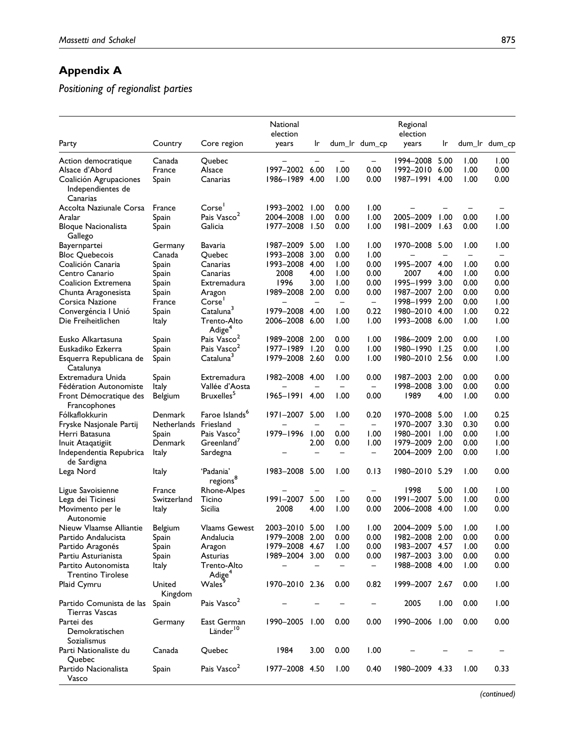## Appendix A

*Positioning of regionalist parties*

| Party | Country | Core region | National election years | lr | dum_lr | dum_cp | Regional election years | lr | dum_lr | dum_cp |
|---|---|---|---|---|---|---|---|---|---|---|
| Action democratique | Canada | Quebec | – | – | – | – | 1994–2008 | 5.00 | 1.00 | 1.00 |
| Alsace d'Abord | France | Alsace | 1997–2002 | 6.00 | 1.00 | 0.00 | 1992–2010 | 6.00 | 1.00 | 0.00 |
| Coalición Agrupaciones Independientes de Canarias | Spain | Canarias | 1986–1989 | 4.00 | 1.00 | 0.00 | 1987–1991 | 4.00 | 1.00 | 0.00 |
| Accolta Naziunale Corsa | France | Corse[1] | 1993–2002 | 1.00 | 0.00 | 1.00 | – | – | – | – |
| Aralar | Spain | Pais Vasco[2] | 2004–2008 | 1.00 | 0.00 | 1.00 | 2005–2009 | 1.00 | 0.00 | 1.00 |
| Bloque Nacionalista Gallego | Spain | Galicia | 1977–2008 | 1.50 | 0.00 | 1.00 | 1981–2009 | 1.63 | 0.00 | 1.00 |
| Bayernpartei | Germany | Bavaria | 1987–2009 | 5.00 | 1.00 | 1.00 | 1970–2008 | 5.00 | 1.00 | 1.00 |
| Bloc Quebecois | Canada | Quebec | 1993–2008 | 3.00 | 0.00 | 1.00 | – | – | – | – |
| Coalición Canaria | Spain | Canarias | 1993–2008 | 4.00 | 1.00 | 0.00 | 1995–2007 | 4.00 | 1.00 | 0.00 |
| Centro Canario | Spain | Canarias | 2008 | 4.00 | 1.00 | 0.00 | 2007 | 4.00 | 1.00 | 0.00 |
| Coalicion Extremena | Spain | Extremadura | 1996 | 3.00 | 1.00 | 0.00 | 1995–1999 | 3.00 | 0.00 | 0.00 |
| Chunta Aragonesista | Spain | Aragon | 1989–2008 | 2.00 | 0.00 | 0.00 | 1987–2007 | 2.00 | 0.00 | 0.00 |
| Corsica Nazione | France | Corse[1] | – | – | – | – | 1998–1999 | 2.00 | 0.00 | 1.00 |
| Convergéncia I Unió | Spain | Cataluna[3] | 1979–2008 | 4.00 | 1.00 | 0.22 | 1980–2010 | 4.00 | 1.00 | 0.22 |
| Die Freiheitlichen | Italy | Trento-Alto Adige[4] | 2006–2008 | 6.00 | 1.00 | 1.00 | 1993–2008 | 6.00 | 1.00 | 1.00 |
| Eusko Alkartasuna | Spain | Pais Vasco[2] | 1989–2008 | 2.00 | 0.00 | 1.00 | 1986–2009 | 2.00 | 0.00 | 1.00 |
| Euskadiko Ezkerra | Spain | Pais Vasco[2] | 1977–1989 | 1.20 | 0.00 | 1.00 | 1980–1990 | 1.25 | 0.00 | 1.00 |
| Esquerra Republicana de Catalunya | Spain | Cataluna[3] | 1979–2008 | 2.60 | 0.00 | 1.00 | 1980–2010 | 2.56 | 0.00 | 1.00 |
| Extremadura Unida | Spain | Extremadura | 1982–2008 | 4.00 | 1.00 | 0.00 | 1987–2003 | 2.00 | 0.00 | 0.00 |
| Fédération Autonomiste | Italy | Vallée d'Aosta | – | – | – | – | 1998–2008 | 3.00 | 0.00 | 0.00 |
| Front Démocratique des Francophones | Belgium | Bruxelles[5] | 1965–1991 | 4.00 | 1.00 | 0.00 | 1989 | 4.00 | 1.00 | 0.00 |
| Fólkaflokkurin | Denmark | Faroe Islands[6] | 1971–2007 | 5.00 | 1.00 | 0.20 | 1970–2008 | 5.00 | 1.00 | 0.25 |
| Fryske Nasjonale Partij | Netherlands | Friesland | – | – | – | – | 1970–2007 | 3.30 | 0.30 | 0.00 |
| Herri Batasuna | Spain | Pais Vasco[2] | 1979–1996 | 1.00 | 0.00 | 1.00 | 1980–2001 | 1.00 | 0.00 | 1.00 |
| Inuit Ataqatigiit | Denmark | Greenland[7] | | 2.00 | 0.00 | 1.00 | 1979–2009 | 2.00 | 0.00 | 1.00 |
| Independentia Repubrica de Sardigna | Italy | Sardegna | – | – | – | – | 2004–2009 | 2.00 | 0.00 | 1.00 |
| Lega Nord | Italy | 'Padania' regions[8] | 1983–2008 | 5.00 | 1.00 | 0.13 | 1980–2010 | 5.29 | 1.00 | 0.00 |
| Ligue Savoisienne | France | Rhone-Alpes | – | – | – | – | 1998 | 5.00 | 1.00 | 1.00 |
| Lega dei Ticinesi | Switzerland | Ticino | 1991–2007 | 5.00 | 1.00 | 0.00 | 1991–2007 | 5.00 | 1.00 | 0.00 |
| Movimento per le Autonomie | Italy | Sicilia | 2008 | 4.00 | 1.00 | 0.00 | 2006–2008 | 4.00 | 1.00 | 0.00 |
| Nieuw Vlaamse Alliantie | Belgium | Vlaams Gewest | 2003–2010 | 5.00 | 1.00 | 1.00 | 2004–2009 | 5.00 | 1.00 | 1.00 |
| Partido Andalucista | Spain | Andalucia | 1979–2008 | 2.00 | 0.00 | 0.00 | 1982–2008 | 2.00 | 0.00 | 0.00 |
| Partido Aragonés | Spain | Aragon | 1979–2008 | 4.67 | 1.00 | 0.00 | 1983–2007 | 4.57 | 1.00 | 0.00 |
| Partiu Asturianista | Spain | Asturias | 1989–2004 | 3.00 | 0.00 | 0.00 | 1987–2003 | 3.00 | 0.00 | 0.00 |
| Partito Autonomista Trentino Tirolese | Italy | Trento-Alto Adige[4] | – | – | – | – | 1988–2008 | 4.00 | 1.00 | 0.00 |
| Plaid Cymru | United Kingdom | Wales[9] | 1970–2010 | 2.36 | 0.00 | 0.82 | 1999–2007 | 2.67 | 0.00 | 1.00 |
| Partido Comunista de las Tierras Vascas | Spain | Pais Vasco[2] | – | – | – | – | 2005 | 1.00 | 0.00 | 1.00 |
| Partei des Demokratischen Sozialismus | Germany | East German Länder[10] | 1990–2005 | 1.00 | 0.00 | 0.00 | 1990–2006 | 1.00 | 0.00 | 0.00 |
| Parti Nationaliste du Quebec | Canada | Quebec | 1984 | 3.00 | 0.00 | 1.00 | – | – | – | – |
| Partido Nacionalista Vasco | Spain | Pais Vasco[2] | 1977–2008 | 4.50 | 1.00 | 0.40 | 1980–2009 | 4.33 | 1.00 | 0.33 |

*(continued)*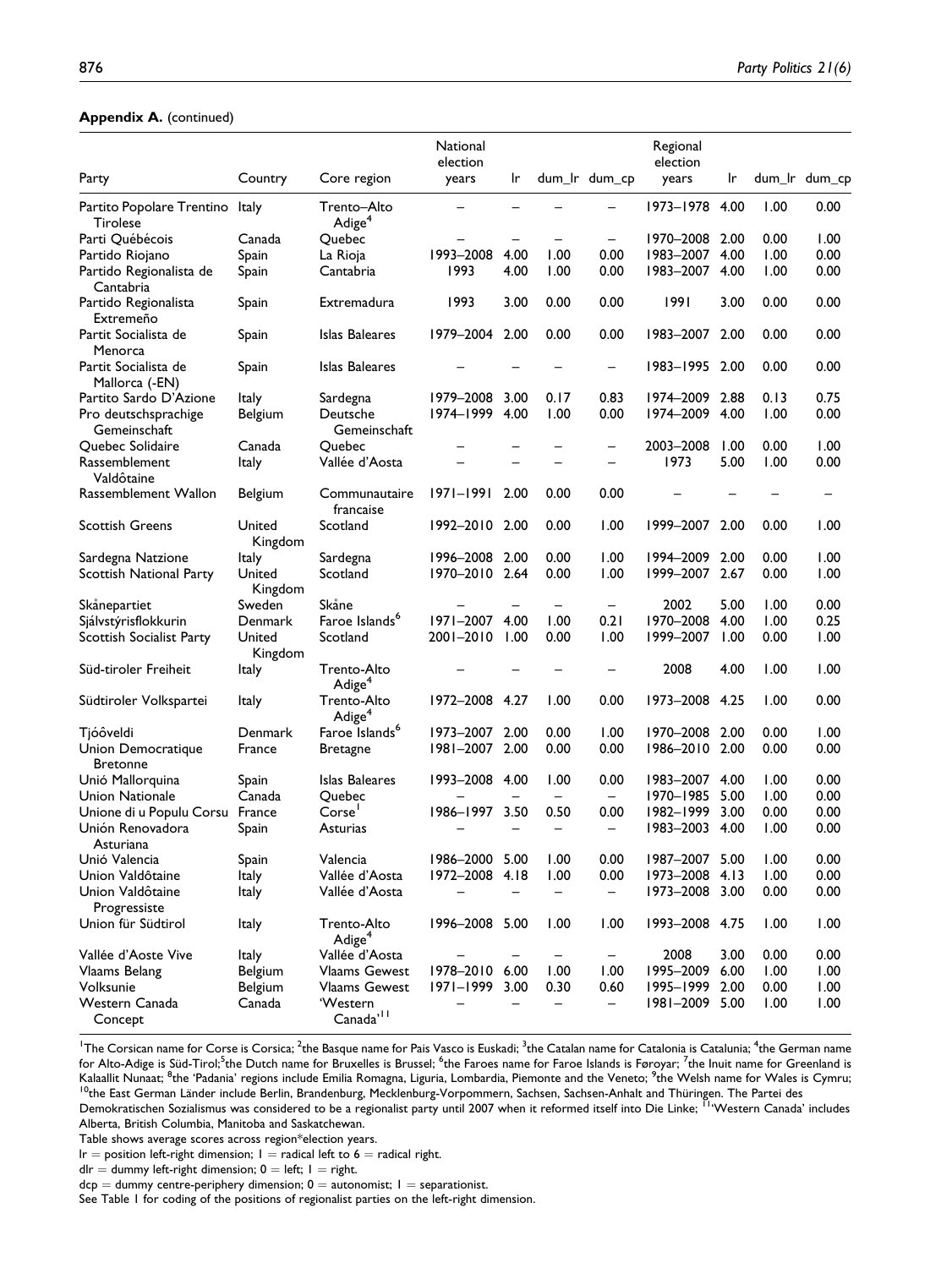**Appendix A.** (continued)

| Party | Country | Core region | National election years | lr | dum_lr | dum_cp | Regional election years | lr | dum_lr | dum_cp |
|---|---|---|---|---|---|---|---|---|---|---|
| Partito Popolare Trentino Tirolese | Italy | Trento–Alto Adige[4] | – | – | – | – | 1973–1978 | 4.00 | 1.00 | 0.00 |
| Parti Québécois | Canada | Quebec | – | – | – | – | 1970–2008 | 2.00 | 0.00 | 1.00 |
| Partido Riojano | Spain | La Rioja | 1993–2008 | 4.00 | 1.00 | 0.00 | 1983–2007 | 4.00 | 1.00 | 0.00 |
| Partido Regionalista de Cantabria | Spain | Cantabria | 1993 | 4.00 | 1.00 | 0.00 | 1983–2007 | 4.00 | 1.00 | 0.00 |
| Partido Regionalista Extremeño | Spain | Extremadura | 1993 | 3.00 | 0.00 | 0.00 | 1991 | 3.00 | 0.00 | 0.00 |
| Partit Socialista de Menorca | Spain | Islas Baleares | 1979–2004 | 2.00 | 0.00 | 0.00 | 1983–2007 | 2.00 | 0.00 | 0.00 |
| Partit Socialista de Mallorca (-EN) | Spain | Islas Baleares | – | – | – | – | 1983–1995 | 2.00 | 0.00 | 0.00 |
| Partito Sardo D'Azione | Italy | Sardegna | 1979–2008 | 3.00 | 0.17 | 0.83 | 1974–2009 | 2.88 | 0.13 | 0.75 |
| Pro deutschsprachige Gemeinschaft | Belgium | Deutsche Gemeinschaft | 1974–1999 | 4.00 | 1.00 | 0.00 | 1974–2009 | 4.00 | 1.00 | 0.00 |
| Quebec Solidaire | Canada | Quebec | – | – | – | – | 2003–2008 | 1.00 | 0.00 | 1.00 |
| Rassemblement Valdôtaine | Italy | Vallée d'Aosta | – | – | – | – | 1973 | 5.00 | 1.00 | 0.00 |
| Rassemblement Wallon | Belgium | Communautaire francaise | 1971–1991 | 2.00 | 0.00 | 0.00 | – | – | – | – |
| Scottish Greens | United Kingdom | Scotland | 1992–2010 | 2.00 | 0.00 | 1.00 | 1999–2007 | 2.00 | 0.00 | 1.00 |
| Sardegna Natzione | Italy | Sardegna | 1996–2008 | 2.00 | 0.00 | 1.00 | 1994–2009 | 2.00 | 0.00 | 1.00 |
| Scottish National Party | United Kingdom | Scotland | 1970–2010 | 2.64 | 0.00 | 1.00 | 1999–2007 | 2.67 | 0.00 | 1.00 |
| Skånepartiet | Sweden | Skåne | – | – | – | – | 2002 | 5.00 | 1.00 | 0.00 |
| Sjálvstýrisflokkurin | Denmark | Faroe Islands[6] | 1971–2007 | 4.00 | 1.00 | 0.21 | 1970–2008 | 4.00 | 1.00 | 0.25 |
| Scottish Socialist Party | United Kingdom | Scotland | 2001–2010 | 1.00 | 0.00 | 1.00 | 1999–2007 | 1.00 | 0.00 | 1.00 |
| Süd-tiroler Freiheit | Italy | Trento-Alto Adige[4] | – | – | – | – | 2008 | 4.00 | 1.00 | 1.00 |
| Südtiroler Volkspartei | Italy | Trento-Alto Adige[4] | 1972–2008 | 4.27 | 1.00 | 0.00 | 1973–2008 | 4.25 | 1.00 | 0.00 |
| Tjóôveldi | Denmark | Faroe Islands[6] | 1973–2007 | 2.00 | 0.00 | 1.00 | 1970–2008 | 2.00 | 0.00 | 1.00 |
| Union Democratique Bretonne | France | Bretagne | 1981–2007 | 2.00 | 0.00 | 0.00 | 1986–2010 | 2.00 | 0.00 | 0.00 |
| Unió Mallorquina | Spain | Islas Baleares | 1993–2008 | 4.00 | 1.00 | 0.00 | 1983–2007 | 4.00 | 1.00 | 0.00 |
| Union Nationale | Canada | Quebec | – | – | – | – | 1970–1985 | 5.00 | 1.00 | 0.00 |
| Unione di u Populu Corsu | France | Corse[1] | 1986–1997 | 3.50 | 0.50 | 0.00 | 1982–1999 | 3.00 | 0.00 | 0.00 |
| Unión Renovadora Asturiana | Spain | Asturias | – | – | – | – | 1983–2003 | 4.00 | 1.00 | 0.00 |
| Unió Valencia | Spain | Valencia | 1986–2000 | 5.00 | 1.00 | 0.00 | 1987–2007 | 5.00 | 1.00 | 0.00 |
| Union Valdôtaine | Italy | Vallée d'Aosta | 1972–2008 | 4.18 | 1.00 | 0.00 | 1973–2008 | 4.13 | 1.00 | 0.00 |
| Union Valdôtaine Progressiste | Italy | Vallée d'Aosta | – | – | – | – | 1973–2008 | 3.00 | 0.00 | 0.00 |
| Union für Südtirol | Italy | Trento-Alto Adige[4] | 1996–2008 | 5.00 | 1.00 | 1.00 | 1993–2008 | 4.75 | 1.00 | 1.00 |
| Vallée d'Aoste Vive | Italy | Vallée d'Aosta | – | – | – | – | 2008 | 3.00 | 0.00 | 0.00 |
| Vlaams Belang | Belgium | Vlaams Gewest | 1978–2010 | 6.00 | 1.00 | 1.00 | 1995–2009 | 6.00 | 1.00 | 1.00 |
| Volksunie | Belgium | Vlaams Gewest | 1971–1999 | 3.00 | 0.30 | 0.60 | 1995–1999 | 2.00 | 0.00 | 1.00 |
| Western Canada Concept | Canada | 'Western Canada'[11] | – | – | – | – | 1981–2009 | 5.00 | 1.00 | 1.00 |

[1]The Corsican name for Corse is Corsica; [2]the Basque name for Pais Vasco is Euskadi; [3]the Catalan name for Catalonia is Catalunia; [4]the German name for Alto-Adige is Süd-Tirol;[5]the Dutch name for Bruxelles is Brussel; [6]the Faroes name for Faroe Islands is Føroyar; [7]the Inuit name for Greenland is Kalaallit Nunaat; [8]the 'Padania' regions include Emilia Romagna, Liguria, Lombardia, Piemonte and the Veneto; [9]the Welsh name for Wales is Cymru; [10]the East German Länder include Berlin, Brandenburg, Mecklenburg-Vorpommern, Sachsen, Sachsen-Anhalt and Thüringen. The Partei des Demokratischen Sozialismus was considered to be a regionalist party until 2007 when it reformed itself into Die Linke; [11]'Western Canada' includes Alberta, British Columbia, Manitoba and Saskatchewan.

Table shows average scores across region*election years.

lr = position left-right dimension; 1 = radical left to 6 = radical right.

dlr = dummy left-right dimension; 0 = left; 1 = right.

dcp = dummy centre-periphery dimension; 0 = autonomist; 1 = separationist.

See Table 1 for coding of the positions of regionalist parties on the left-right dimension.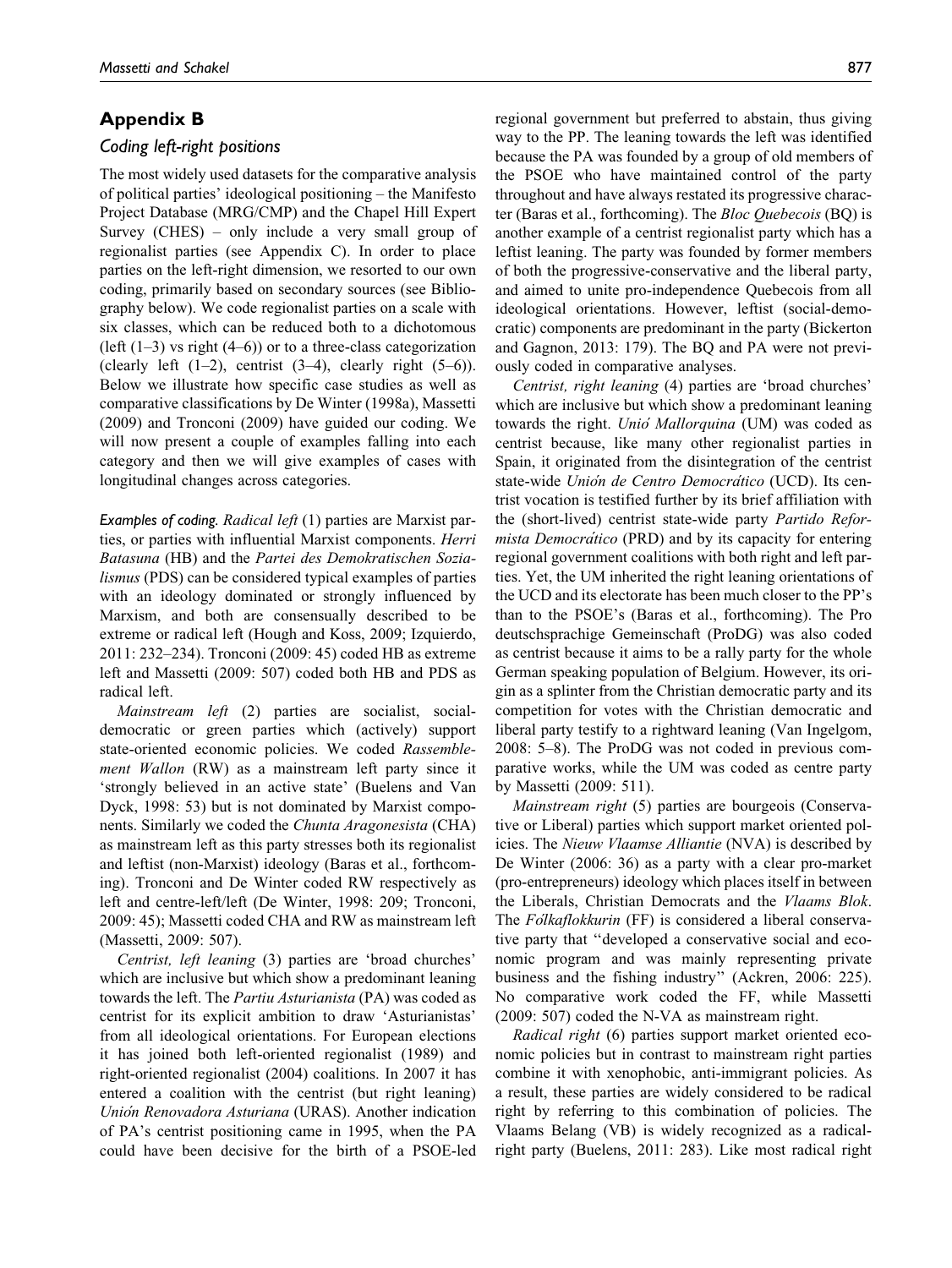## Appendix B

### Coding left-right positions

The most widely used datasets for the comparative analysis of political parties' ideological positioning – the Manifesto Project Database (MRG/CMP) and the Chapel Hill Expert Survey (CHES) – only include a very small group of regionalist parties (see Appendix C). In order to place parties on the left-right dimension, we resorted to our own coding, primarily based on secondary sources (see Bibliography below). We code regionalist parties on a scale with six classes, which can be reduced both to a dichotomous (left (1–3) vs right (4–6)) or to a three-class categorization (clearly left (1–2), centrist (3–4), clearly right (5–6)). Below we illustrate how specific case studies as well as comparative classifications by De Winter (1998a), Massetti (2009) and Tronconi (2009) have guided our coding. We will now present a couple of examples falling into each category and then we will give examples of cases with longitudinal changes across categories.

*Examples of coding. Radical left* (1) parties are Marxist parties, or parties with influential Marxist components. *Herri Batasuna* (HB) and the *Partei des Demokratischen Sozialismus* (PDS) can be considered typical examples of parties with an ideology dominated or strongly influenced by Marxism, and both are consensually described to be extreme or radical left (Hough and Koss, 2009; Izquierdo, 2011: 232–234). Tronconi (2009: 45) coded HB as extreme left and Massetti (2009: 507) coded both HB and PDS as radical left.

*Mainstream left* (2) parties are socialist, social-democratic or green parties which (actively) support state-oriented economic policies. We coded *Rassemblement Wallon* (RW) as a mainstream left party since it 'strongly believed in an active state' (Buelens and Van Dyck, 1998: 53) but is not dominated by Marxist components. Similarly we coded the *Chunta Aragonesista* (CHA) as mainstream left as this party stresses both its regionalist and leftist (non-Marxist) ideology (Baras et al., forthcoming). Tronconi and De Winter coded RW respectively as left and centre-left/left (De Winter, 1998: 209; Tronconi, 2009: 45); Massetti coded CHA and RW as mainstream left (Massetti, 2009: 507).

*Centrist, left leaning* (3) parties are 'broad churches' which are inclusive but which show a predominant leaning towards the left. The *Partiu Asturianista* (PA) was coded as centrist for its explicit ambition to draw 'Asturianistas' from all ideological orientations. For European elections it has joined both left-oriented regionalist (1989) and right-oriented regionalist (2004) coalitions. In 2007 it has entered a coalition with the centrist (but right leaning) *Unión Renovadora Asturiana* (URAS). Another indication of PA's centrist positioning came in 1995, when the PA could have been decisive for the birth of a PSOE-led regional government but preferred to abstain, thus giving way to the PP. The leaning towards the left was identified because the PA was founded by a group of old members of the PSOE who have maintained control of the party throughout and have always restated its progressive character (Baras et al., forthcoming). The *Bloc Quebecois* (BQ) is another example of a centrist regionalist party which has a leftist leaning. The party was founded by former members of both the progressive-conservative and the liberal party, and aimed to unite pro-independence Quebecois from all ideological orientations. However, leftist (social-democratic) components are predominant in the party (Bickerton and Gagnon, 2013: 179). The BQ and PA were not previously coded in comparative analyses.

*Centrist, right leaning* (4) parties are 'broad churches' which are inclusive but which show a predominant leaning towards the right. *Unió Mallorquina* (UM) was coded as centrist because, like many other regionalist parties in Spain, it originated from the disintegration of the centrist state-wide *Unión de Centro Democrático* (UCD). Its centrist vocation is testified further by its brief affiliation with the (short-lived) centrist state-wide party *Partido Reformista Democrático* (PRD) and by its capacity for entering regional government coalitions with both right and left parties. Yet, the UM inherited the right leaning orientations of the UCD and its electorate has been much closer to the PP's than to the PSOE's (Baras et al., forthcoming). The Pro deutschsprachige Gemeinschaft (ProDG) was also coded as centrist because it aims to be a rally party for the whole German speaking population of Belgium. However, its origin as a splinter from the Christian democratic party and its competition for votes with the Christian democratic and liberal party testify to a rightward leaning (Van Ingelgom, 2008: 5–8). The ProDG was not coded in previous comparative works, while the UM was coded as centre party by Massetti (2009: 511).

*Mainstream right* (5) parties are bourgeois (Conservative or Liberal) parties which support market oriented policies. The *Nieuw Vlaamse Alliantie* (NVA) is described by De Winter (2006: 36) as a party with a clear pro-market (pro-entrepreneurs) ideology which places itself in between the Liberals, Christian Democrats and the *Vlaams Blok*. The *Fólkaflokkurin* (FF) is considered a liberal conservative party that "developed a conservative social and economic program and was mainly representing private business and the fishing industry" (Ackren, 2006: 225). No comparative work coded the FF, while Massetti (2009: 507) coded the N-VA as mainstream right.

*Radical right* (6) parties support market oriented economic policies but in contrast to mainstream right parties combine it with xenophobic, anti-immigrant policies. As a result, these parties are widely considered to be radical right by referring to this combination of policies. The Vlaams Belang (VB) is widely recognized as a radical-right party (Buelens, 2011: 283). Like most radical right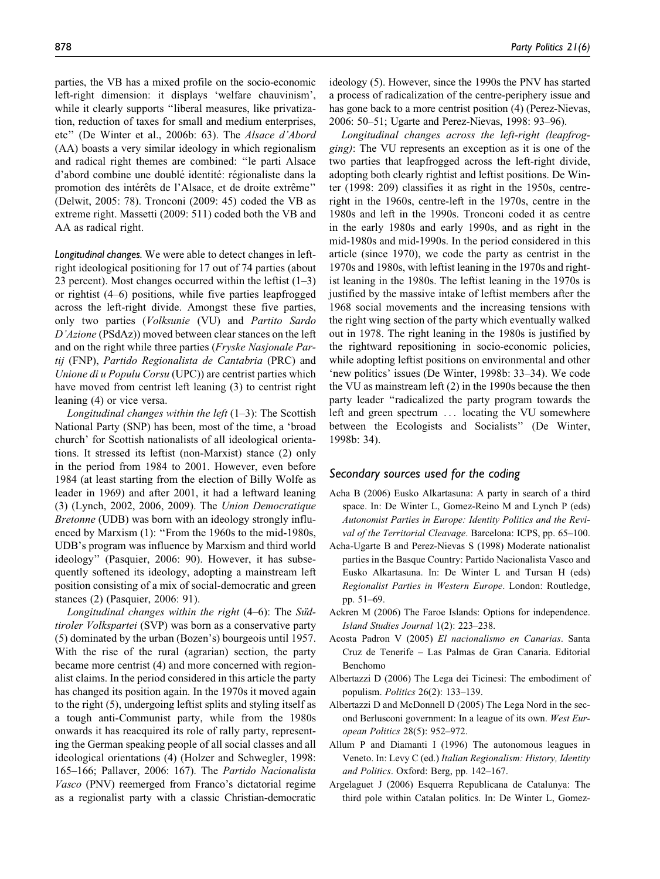parties, the VB has a mixed profile on the socio-economic left-right dimension: it displays 'welfare chauvinism', while it clearly supports "liberal measures, like privatization, reduction of taxes for small and medium enterprises, etc" (De Winter et al., 2006b: 63). The *Alsace d'Abord* (AA) boasts a very similar ideology in which regionalism and radical right themes are combined: "le parti Alsace d'abord combine une doublé identité: régionaliste dans la promotion des intérêts de l'Alsace, et de droite extrême" (Delwit, 2005: 78). Tronconi (2009: 45) coded the VB as extreme right. Massetti (2009: 511) coded both the VB and AA as radical right.

*Longitudinal changes.* We were able to detect changes in left-right ideological positioning for 17 out of 74 parties (about 23 percent). Most changes occurred within the leftist (1–3) or rightist (4–6) positions, while five parties leapfrogged across the left-right divide. Amongst these five parties, only two parties (*Volksunie* (VU) and *Partito Sardo D'Azione* (PSdAz)) moved between clear stances on the left and on the right while three parties (*Fryske Nasjonale Partij* (FNP), *Partido Regionalista de Cantabria* (PRC) and *Unione di u Populu Corsu* (UPC)) are centrist parties which have moved from centrist left leaning (3) to centrist right leaning (4) or vice versa.

*Longitudinal changes within the left* (1–3): The Scottish National Party (SNP) has been, most of the time, a 'broad church' for Scottish nationalists of all ideological orientations. It stressed its leftist (non-Marxist) stance (2) only in the period from 1984 to 2001. However, even before 1984 (at least starting from the election of Billy Wolfe as leader in 1969) and after 2001, it had a leftward leaning (3) (Lynch, 2002, 2006, 2009). The *Union Democratique Bretonne* (UDB) was born with an ideology strongly influenced by Marxism (1): "From the 1960s to the mid-1980s, UDB's program was influence by Marxism and third world ideology" (Pasquier, 2006: 90). However, it has subsequently softened its ideology, adopting a mainstream left position consisting of a mix of social-democratic and green stances (2) (Pasquier, 2006: 91).

*Longitudinal changes within the right* (4–6): The *Südtiroler Volkspartei* (SVP) was born as a conservative party (5) dominated by the urban (Bozen's) bourgeois until 1957. With the rise of the rural (agrarian) section, the party became more centrist (4) and more concerned with regionalist claims. In the period considered in this article the party has changed its position again. In the 1970s it moved again to the right (5), undergoing leftist splits and styling itself as a tough anti-Communist party, while from the 1980s onwards it has reacquired its role of rally party, representing the German speaking people of all social classes and all ideological orientations (4) (Holzer and Schwegler, 1998: 165–166; Pallaver, 2006: 167). The *Partido Nacionalista Vasco* (PNV) reemerged from Franco's dictatorial regime as a regionalist party with a classic Christian-democratic ideology (5). However, since the 1990s the PNV has started a process of radicalization of the centre-periphery issue and has gone back to a more centrist position (4) (Perez-Nievas, 2006: 50–51; Ugarte and Perez-Nievas, 1998: 93–96).

*Longitudinal changes across the left-right (leapfrogging)*: The VU represents an exception as it is one of the two parties that leapfrogged across the left-right divide, adopting both clearly rightist and leftist positions. De Winter (1998: 209) classifies it as right in the 1950s, centre-right in the 1960s, centre-left in the 1970s, centre in the 1980s and left in the 1990s. Tronconi coded it as centre in the early 1980s and early 1990s, and as right in the mid-1980s and mid-1990s. In the period considered in this article (since 1970), we code the party as centrist in the 1970s and 1980s, with leftist leaning in the 1970s and rightist leaning in the 1980s. The leftist leaning in the 1970s is justified by the massive intake of leftist members after the 1968 social movements and the increasing tensions with the right wing section of the party which eventually walked out in 1978. The right leaning in the 1980s is justified by the rightward repositioning in socio-economic policies, while adopting leftist positions on environmental and other 'new politics' issues (De Winter, 1998b: 33–34). We code the VU as mainstream left (2) in the 1990s because the then party leader "radicalized the party program towards the left and green spectrum ... locating the VU somewhere between the Ecologists and Socialists" (De Winter, 1998b: 34).

## Secondary sources used for the coding

- Acha B (2006) Eusko Alkartasuna: A party in search of a third space. In: De Winter L, Gomez-Reino M and Lynch P (eds) *Autonomist Parties in Europe: Identity Politics and the Revival of the Territorial Cleavage*. Barcelona: ICPS, pp. 65–100.
- Acha-Ugarte B and Perez-Nievas S (1998) Moderate nationalist parties in the Basque Country: Partido Nacionalista Vasco and Eusko Alkartasuna. In: De Winter L and Tursan H (eds) *Regionalist Parties in Western Europe*. London: Routledge, pp. 51–69.
- Ackren M (2006) The Faroe Islands: Options for independence. *Island Studies Journal* 1(2): 223–238.
- Acosta Padron V (2005) *El nacionalismo en Canarias*. Santa Cruz de Tenerife – Las Palmas de Gran Canaria. Editorial Benchomo
- Albertazzi D (2006) The Lega dei Ticinesi: The embodiment of populism. *Politics* 26(2): 133–139.
- Albertazzi D and McDonnell D (2005) The Lega Nord in the second Berlusconi government: In a league of its own. *West European Politics* 28(5): 952–972.
- Allum P and Diamanti I (1996) The autonomous leagues in Veneto. In: Levy C (ed.) *Italian Regionalism: History, Identity and Politics*. Oxford: Berg, pp. 142–167.
- Argelaguet J (2006) Esquerra Republicana de Catalunya: The third pole within Catalan politics. In: De Winter L, Gomez-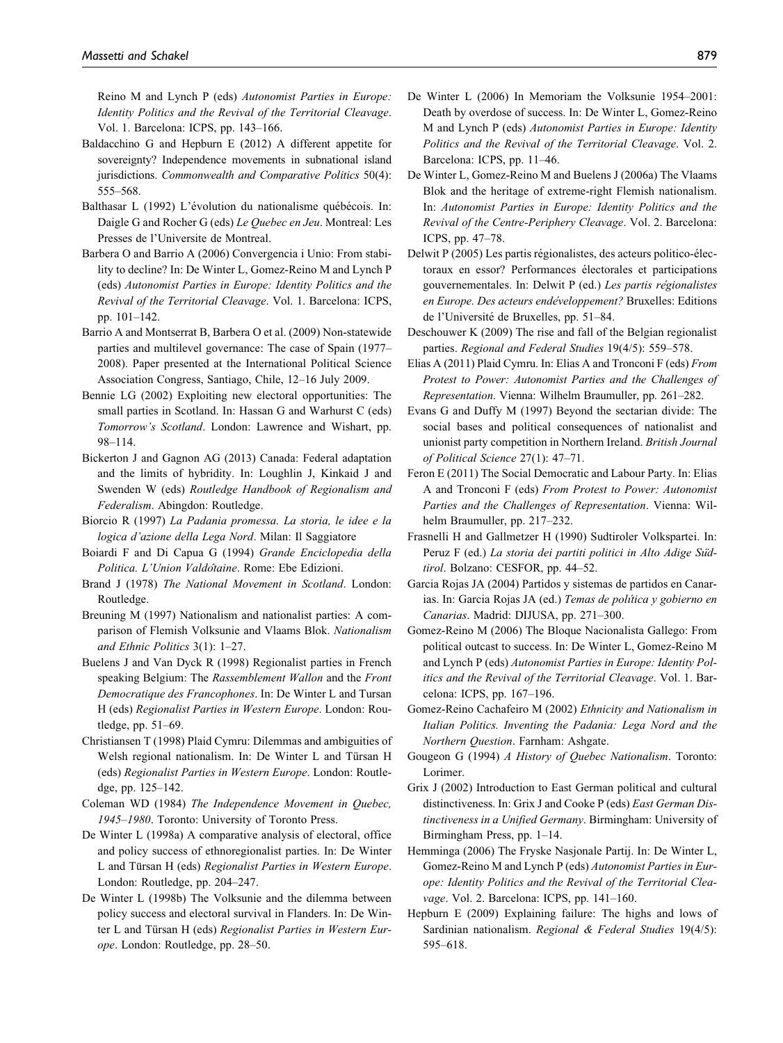Reino M and Lynch P (eds) *Autonomist Parties in Europe: Identity Politics and the Revival of the Territorial Cleavage*. Vol. 1. Barcelona: ICPS, pp. 143–166.

Baldacchino G and Hepburn E (2012) A different appetite for sovereignty? Independence movements in subnational island jurisdictions. *Commonwealth and Comparative Politics* 50(4): 555–568.

Balthasar L (1992) L'évolution du nationalisme québécois. In: Daigle G and Rocher G (eds) *Le Quebec en Jeu*. Montreal: Les Presses de l'Universite de Montreal.

Barbera O and Barrio A (2006) Convergencia i Unio: From stability to decline? In: De Winter L, Gomez-Reino M and Lynch P (eds) *Autonomist Parties in Europe: Identity Politics and the Revival of the Territorial Cleavage*. Vol. 1. Barcelona: ICPS, pp. 101–142.

Barrio A and Montserrat B, Barbera O et al. (2009) Non-statewide parties and multilevel governance: The case of Spain (1977–2008). Paper presented at the International Political Science Association Congress, Santiago, Chile, 12–16 July 2009.

Bennie LG (2002) Exploiting new electoral opportunities: The small parties in Scotland. In: Hassan G and Warhurst C (eds) *Tomorrow's Scotland*. London: Lawrence and Wishart, pp. 98–114.

Bickerton J and Gagnon AG (2013) Canada: Federal adaptation and the limits of hybridity. In: Loughlin J, Kinkaid J and Swenden W (eds) *Routledge Handbook of Regionalism and Federalism*. Abingdon: Routledge.

Biorcio R (1997) *La Padania promessa. La storia, le idee e la logica d'azione della Lega Nord*. Milan: Il Saggiatore

Boiardi F and Di Capua G (1994) *Grande Enciclopedia della Politica. L'Union Valdôtaine*. Rome: Ebe Edizioni.

Brand J (1978) *The National Movement in Scotland*. London: Routledge.

Breuning M (1997) Nationalism and nationalist parties: A comparison of Flemish Volksunie and Vlaams Blok. *Nationalism and Ethnic Politics* 3(1): 1–27.

Buelens J and Van Dyck R (1998) Regionalist parties in French speaking Belgium: The *Rassemblement Wallon* and the *Front Democratique des Francophones*. In: De Winter L and Tursan H (eds) *Regionalist Parties in Western Europe*. London: Routledge, pp. 51–69.

Christiansen T (1998) Plaid Cymru: Dilemmas and ambiguities of Welsh regional nationalism. In: De Winter L and Türsan H (eds) *Regionalist Parties in Western Europe*. London: Routledge, pp. 125–142.

Coleman WD (1984) *The Independence Movement in Quebec, 1945–1980*. Toronto: University of Toronto Press.

De Winter L (1998a) A comparative analysis of electoral, office and policy success of ethnoregionalist parties. In: De Winter L and Türsan H (eds) *Regionalist Parties in Western Europe*. London: Routledge, pp. 204–247.

De Winter L (1998b) The Volksunie and the dilemma between policy success and electoral survival in Flanders. In: De Winter L and Türsan H (eds) *Regionalist Parties in Western Europe*. London: Routledge, pp. 28–50.

De Winter L (2006) In Memoriam the Volksunie 1954–2001: Death by overdose of success. In: De Winter L, Gomez-Reino M and Lynch P (eds) *Autonomist Parties in Europe: Identity Politics and the Revival of the Territorial Cleavage*. Vol. 2. Barcelona: ICPS, pp. 11–46.

De Winter L, Gomez-Reino M and Buelens J (2006a) The Vlaams Blok and the heritage of extreme-right Flemish nationalism. In: *Autonomist Parties in Europe: Identity Politics and the Revival of the Centre-Periphery Cleavage*. Vol. 2. Barcelona: ICPS, pp. 47–78.

Delwit P (2005) Les partis régionalistes, des acteurs politico-électoraux en essor? Performances électorales et participations gouvernementales. In: Delwit P (ed.) *Les partis régionalistes en Europe. Des acteurs endéveloppement?* Bruxelles: Editions de l'Université de Bruxelles, pp. 51–84.

Deschouwer K (2009) The rise and fall of the Belgian regionalist parties. *Regional and Federal Studies* 19(4/5): 559–578.

Elias A (2011) Plaid Cymru. In: Elias A and Tronconi F (eds) *From Protest to Power: Autonomist Parties and the Challenges of Representation*. Vienna: Wilhelm Braumuller, pp. 261–282.

Evans G and Duffy M (1997) Beyond the sectarian divide: The social bases and political consequences of nationalist and unionist party competition in Northern Ireland. *British Journal of Political Science* 27(1): 47–71.

Feron E (2011) The Social Democratic and Labour Party. In: Elias A and Tronconi F (eds) *From Protest to Power: Autonomist Parties and the Challenges of Representation*. Vienna: Wilhelm Braumuller, pp. 217–232.

Frasnelli H and Gallmetzer H (1990) Sudtiroler Volkspartei. In: Peruz F (ed.) *La storia dei partiti politici in Alto Adige Südtirol*. Bolzano: CESFOR, pp. 44–52.

Garcia Rojas JA (2004) Partidos y sistemas de partidos en Canarias. In: Garcia Rojas JA (ed.) *Temas de política y gobierno en Canarias*. Madrid: DIJUSA, pp. 271–300.

Gomez-Reino M (2006) The Bloque Nacionalista Gallego: From political outcast to success. In: De Winter L, Gomez-Reino M and Lynch P (eds) *Autonomist Parties in Europe: Identity Politics and the Revival of the Territorial Cleavage*. Vol. 1. Barcelona: ICPS, pp. 167–196.

Gomez-Reino Cachafeiro M (2002) *Ethnicity and Nationalism in Italian Politics. Inventing the Padania: Lega Nord and the Northern Question*. Farnham: Ashgate.

Gougeon G (1994) *A History of Quebec Nationalism*. Toronto: Lorimer.

Grix J (2002) Introduction to East German political and cultural distinctiveness. In: Grix J and Cooke P (eds) *East German Distinctiveness in a Unified Germany*. Birmingham: University of Birmingham Press, pp. 1–14.

Hemminga (2006) The Fryske Nasjonale Partij. In: De Winter L, Gomez-Reino M and Lynch P (eds) *Autonomist Parties in Europe: Identity Politics and the Revival of the Territorial Cleavage*. Vol. 2. Barcelona: ICPS, pp. 141–160.

Hepburn E (2009) Explaining failure: The highs and lows of Sardinian nationalism. *Regional & Federal Studies* 19(4/5): 595–618.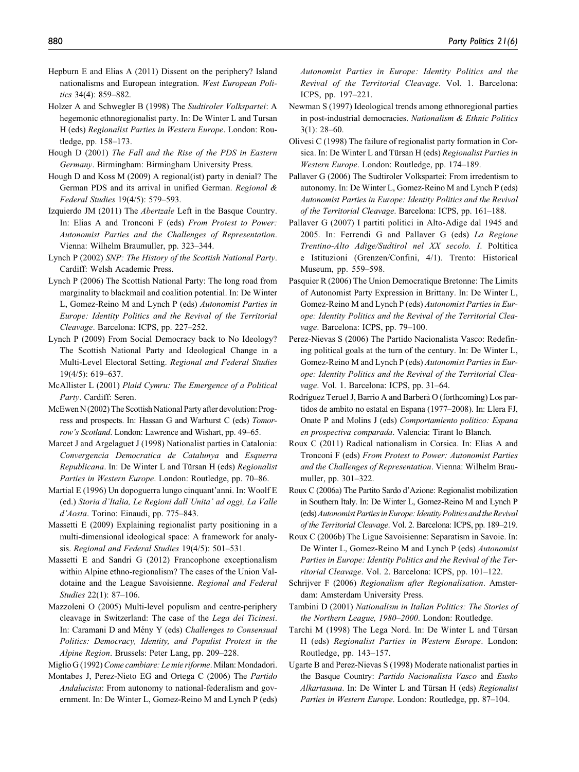Hepburn E and Elias A (2011) Dissent on the periphery? Island nationalisms and European integration. *West European Politics* 34(4): 859–882.

Holzer A and Schwegler B (1998) The *Sudtiroler Volkspartei*: A hegemonic ethnoregionalist party. In: De Winter L and Tursan H (eds) *Regionalist Parties in Western Europe*. London: Routledge, pp. 158–173.

Hough D (2001) *The Fall and the Rise of the PDS in Eastern Germany*. Birmingham: Birmingham University Press.

Hough D and Koss M (2009) A regional(ist) party in denial? The German PDS and its arrival in unified German. *Regional & Federal Studies* 19(4/5): 579–593.

Izquierdo JM (2011) The *Abertzale* Left in the Basque Country. In: Elias A and Tronconi F (eds) *From Protest to Power: Autonomist Parties and the Challenges of Representation*. Vienna: Wilhelm Braumuller, pp. 323–344.

Lynch P (2002) *SNP: The History of the Scottish National Party*. Cardiff: Welsh Academic Press.

Lynch P (2006) The Scottish National Party: The long road from marginality to blackmail and coalition potential. In: De Winter L, Gomez-Reino M and Lynch P (eds) *Autonomist Parties in Europe: Identity Politics and the Revival of the Territorial Cleavage*. Barcelona: ICPS, pp. 227–252.

Lynch P (2009) From Social Democracy back to No Ideology? The Scottish National Party and Ideological Change in a Multi-Level Electoral Setting. *Regional and Federal Studies* 19(4/5): 619–637.

McAllister L (2001) *Plaid Cymru: The Emergence of a Political Party*. Cardiff: Seren.

McEwen N (2002) The Scottish National Party after devolution: Progress and prospects. In: Hassan G and Warhurst C (eds) *Tomorrow's Scotland*. London: Lawrence and Wishart, pp. 49–65.

Marcet J and Argelaguet J (1998) Nationalist parties in Catalonia: *Convergencia Democratica de Catalunya* and *Esquerra Republicana*. In: De Winter L and Türsan H (eds) *Regionalist Parties in Western Europe*. London: Routledge, pp. 70–86.

Martial E (1996) Un dopoguerra lungo cinquant'anni. In: Woolf E (ed.) *Storia d'Italia, Le Regioni dall'Unita' ad oggi, La Valle d'Aosta*. Torino: Einaudi, pp. 775–843.

Massetti E (2009) Explaining regionalist party positioning in a multi-dimensional ideological space: A framework for analysis. *Regional and Federal Studies* 19(4/5): 501–531.

Massetti E and Sandri G (2012) Francophone exceptionalism within Alpine ethno-regionalism? The cases of the Union Valdotaine and the League Savoisienne. *Regional and Federal Studies* 22(1): 87–106.

Mazzoleni O (2005) Multi-level populism and centre-periphery cleavage in Switzerland: The case of the *Lega dei Ticinesi*. In: Caramani D and Mény Y (eds) *Challenges to Consensual Politics: Democracy, Identity, and Populist Protest in the Alpine Region*. Brussels: Peter Lang, pp. 209–228.

Miglio G (1992) *Come cambiare: Le mie riforme*. Milan: Mondadori.

Montabes J, Perez-Nieto EG and Ortega C (2006) The *Partido Andalucista*: From autonomy to national-federalism and government. In: De Winter L, Gomez-Reino M and Lynch P (eds) *Autonomist Parties in Europe: Identity Politics and the Revival of the Territorial Cleavage*. Vol. 1. Barcelona: ICPS, pp. 197–221.

Newman S (1997) Ideological trends among ethnoregional parties in post-industrial democracies. *Nationalism & Ethnic Politics* 3(1): 28–60.

Olivesi C (1998) The failure of regionalist party formation in Corsica. In: De Winter L and Türsan H (eds) *Regionalist Parties in Western Europe*. London: Routledge, pp. 174–189.

Pallaver G (2006) The Sudtiroler Volkspartei: From irredentism to autonomy. In: De Winter L, Gomez-Reino M and Lynch P (eds) *Autonomist Parties in Europe: Identity Politics and the Revival of the Territorial Cleavage*. Barcelona: ICPS, pp. 161–188.

Pallaver G (2007) I partiti politici in Alto-Adige dal 1945 and 2005. In: Ferrendi G and Pallaver G (eds) *La Regione Trentino-Alto Adige/Sudtirol nel XX secolo. I*. Poltitica e Istituzioni (Grenzen/Confini, 4/1). Trento: Historical Museum, pp. 559–598.

Pasquier R (2006) The Union Democratique Bretonne: The Limits of Autonomist Party Expression in Brittany. In: De Winter L, Gomez-Reino M and Lynch P (eds) *Autonomist Parties in Europe: Identity Politics and the Revival of the Territorial Cleavage*. Barcelona: ICPS, pp. 79–100.

Perez-Nievas S (2006) The Partido Nacionalista Vasco: Redefining political goals at the turn of the century. In: De Winter L, Gomez-Reino M and Lynch P (eds) *Autonomist Parties in Europe: Identity Politics and the Revival of the Territorial Cleavage*. Vol. 1. Barcelona: ICPS, pp. 31–64.

Rodríguez Teruel J, Barrio A and Barberà O (forthcoming) Los partidos de ambito no estatal en Espana (1977–2008). In: Llera FJ, Onate P and Molins J (eds) *Comportamiento politico: Espana en prospectiva comparada*. Valencia: Tirant lo Blanch.

Roux C (2011) Radical nationalism in Corsica. In: Elias A and Tronconi F (eds) *From Protest to Power: Autonomist Parties and the Challenges of Representation*. Vienna: Wilhelm Braumuller, pp. 301–322.

Roux C (2006a) The Partito Sardo d'Azione: Regionalist mobilization in Southern Italy. In: De Winter L, Gomez-Reino M and Lynch P (eds) *Autonomist Parties in Europe: Identity Politics and the Revival of the Territorial Cleavage*. Vol. 2. Barcelona: ICPS, pp. 189–219.

Roux C (2006b) The Ligue Savoisienne: Separatism in Savoie. In: De Winter L, Gomez-Reino M and Lynch P (eds) *Autonomist Parties in Europe: Identity Politics and the Revival of the Territorial Cleavage*. Vol. 2. Barcelona: ICPS, pp. 101–122.

Schrijver F (2006) *Regionalism after Regionalisation*. Amsterdam: Amsterdam University Press.

Tambini D (2001) *Nationalism in Italian Politics: The Stories of the Northern League, 1980–2000*. London: Routledge.

Tarchi M (1998) The Lega Nord. In: De Winter L and Türsan H (eds) *Regionalist Parties in Western Europe*. London: Routledge, pp. 143–157.

Ugarte B and Perez-Nievas S (1998) Moderate nationalist parties in the Basque Country: *Partido Nacionalista Vasco* and *Eusko Alkartasuna*. In: De Winter L and Türsan H (eds) *Regionalist Parties in Western Europe*. London: Routledge, pp. 87–104.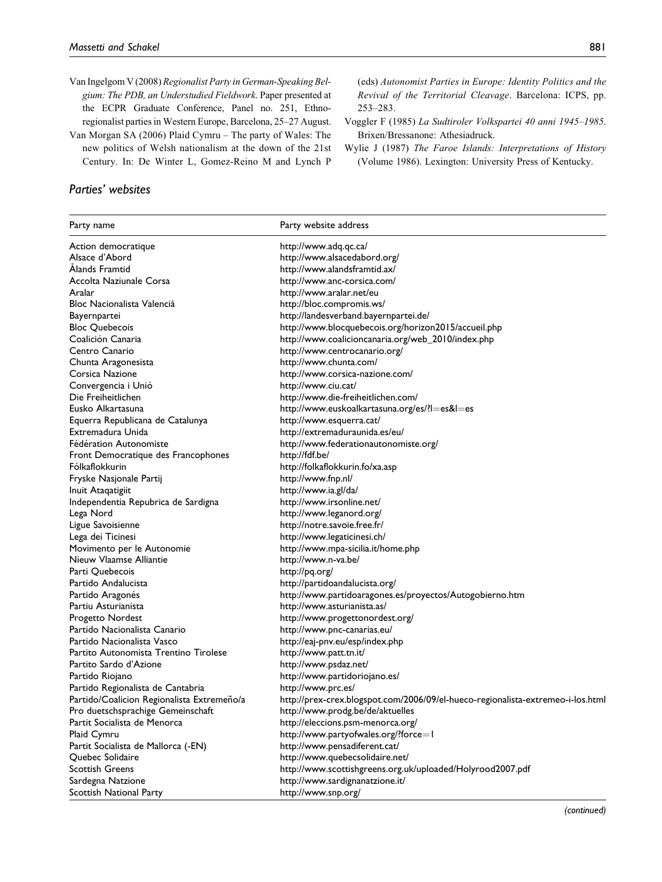Van Ingelgom V (2008) *Regionalist Party in German-Speaking Belgium: The PDB, an Understudied Fieldwork*. Paper presented at the ECPR Graduate Conference, Panel no. 251, Ethno-regionalist parties in Western Europe, Barcelona, 25–27 August.

Van Morgan SA (2006) Plaid Cymru – The party of Wales: The new politics of Welsh nationalism at the down of the 21st Century. In: De Winter L, Gomez-Reino M and Lynch P (eds) *Autonomist Parties in Europe: Identity Politics and the Revival of the Territorial Cleavage*. Barcelona: ICPS, pp. 253–283.

Voggler F (1985) *La Sudtiroler Volkspartei 40 anni 1945–1985*. Brixen/Bressanone: Athesiadruck.

Wylie J (1987) *The Faroe Islands: Interpretations of History* (Volume 1986). Lexington: University Press of Kentucky.

## Parties' websites

| Party name | Party website address |
|---|---|
| Action democratique | http://www.adq.qc.ca/ |
| Alsace d'Abord | http://www.alsacedabord.org/ |
| Ålands Framtid | http://www.alandsframtid.ax/ |
| Accolta Naziunale Corsa | http://www.anc-corsica.com/ |
| Aralar | http://www.aralar.net/eu |
| Bloc Nacionalista Valencià | http://bloc.compromis.ws/ |
| Bayernpartei | http://landesverband.bayernpartei.de/ |
| Bloc Quebecois | http://www.blocquebecois.org/horizon2015/accueil.php |
| Coalición Canaria | http://www.coalicioncanaria.org/web_2010/index.php |
| Centro Canario | http://www.centrocanario.org/ |
| Chunta Aragonesista | http://www.chunta.com/ |
| Corsica Nazione | http://www.corsica-nazione.com/ |
| Convergencia i Unió | http://www.ciu.cat/ |
| Die Freiheitlichen | http://www.die-freiheitlichen.com/ |
| Eusko Alkartasuna | http://www.euskoalkartasuna.org/es/?l=es&l=es |
| Equerra Republicana de Catalunya | http://www.esquerra.cat/ |
| Extremadura Unida | http://extremaduraunida.es/eu/ |
| Fédération Autonomiste | http://www.federationautonomiste.org/ |
| Front Democratique des Francophones | http://fdf.be/ |
| Fólkaflokkurin | http://folkaflokkurin.fo/xa.asp |
| Fryske Nasjonale Partij | http://www.fnp.nl/ |
| Inuit Ataqatigiit | http://www.ia.gl/da/ |
| Independentia Repubrica de Sardigna | http://www.irsonline.net/ |
| Lega Nord | http://www.leganord.org/ |
| Ligue Savoisienne | http://notre.savoie.free.fr/ |
| Lega dei Ticinesi | http://www.legaticinesi.ch/ |
| Movimento per le Autonomie | http://www.mpa-sicilia.it/home.php |
| Nieuw Vlaamse Alliantie | http://www.n-va.be/ |
| Parti Quebecois | http://pq.org/ |
| Partido Andalucista | http://partidoandalucista.org/ |
| Partido Aragonés | http://www.partidoaragones.es/proyectos/Autogobierno.htm |
| Partiu Asturianista | http://www.asturianista.as/ |
| Progetto Nordest | http://www.progettonordest.org/ |
| Partido Nacionalista Canario | http://www.pnc-canarias.eu/ |
| Partido Nacionalista Vasco | http://eaj-pnv.eu/esp/index.php |
| Partito Autonomista Trentino Tirolese | http://www.patt.tn.it/ |
| Partito Sardo d'Azione | http://www.psdaz.net/ |
| Partido Riojano | http://www.partidoriojano.es/ |
| Partido Regionalista de Cantabria | http://www.prc.es/ |
| Partido/Coalicion Regionalista Extremeño/a | http://prex-crex.blogspot.com/2006/09/el-hueco-regionalista-extremeo-i-los.html |
| Pro duetschsprachige Gemeinschaft | http://www.prodg.be/de/aktuelles |
| Partit Socialista de Menorca | http://eleccions.psm-menorca.org/ |
| Plaid Cymru | http://www.partyofwales.org/?force=1 |
| Partit Socialista de Mallorca (-EN) | http://www.pensadiferent.cat/ |
| Quebec Solidaire | http://www.quebecsolidaire.net/ |
| Scottish Greens | http://www.scottishgreens.org.uk/uploaded/Holyrood2007.pdf |
| Sardegna Natzione | http://www.sardignanatzione.it/ |
| Scottish National Party | http://www.snp.org/ |

*(continued)*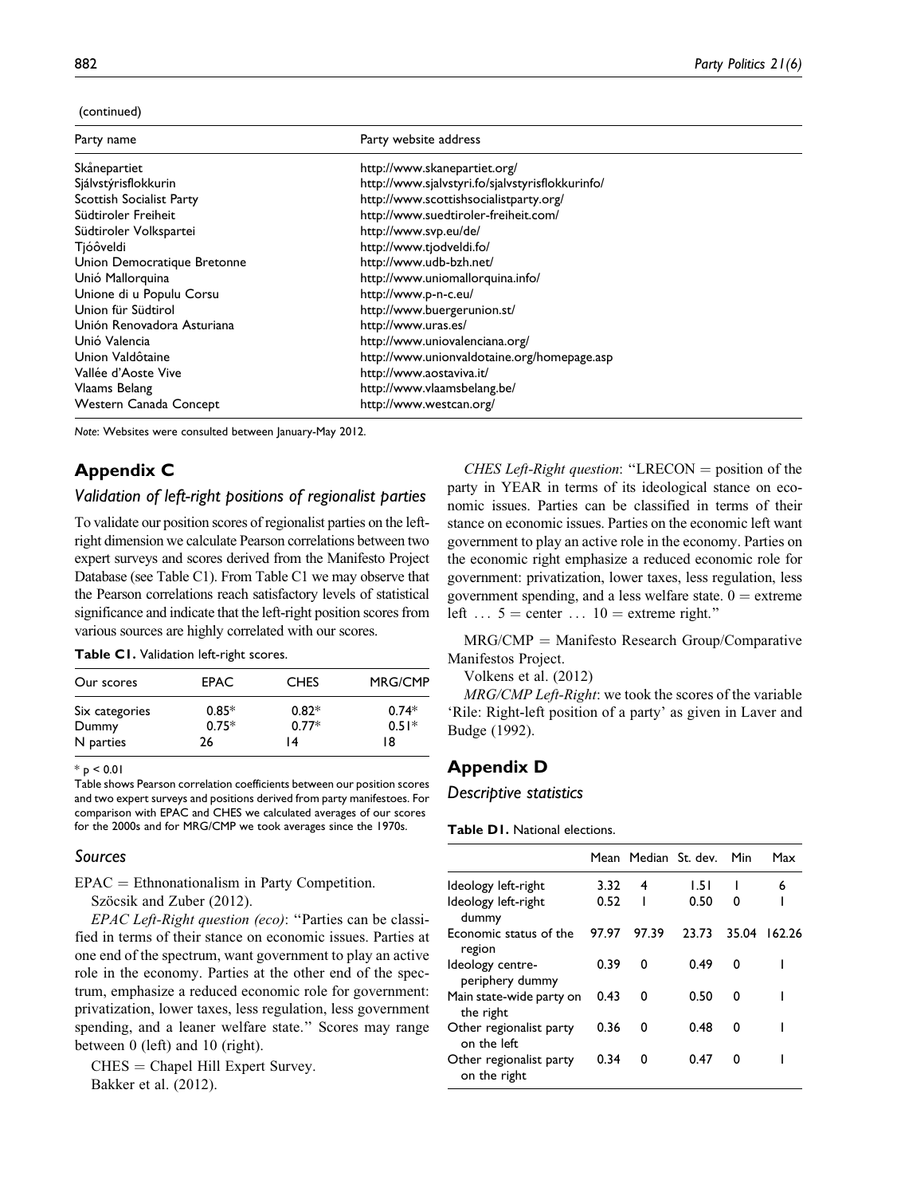(continued)

| Party name | Party website address |
|---|---|
| Skånepartiet | http://www.skanepartiet.org/ |
| Sjálvstýrisflokkurin | http://www.sjalvstyri.fo/sjalvstyrisflokkurinfo/ |
| Scottish Socialist Party | http://www.scottishsocialistparty.org/ |
| Südtiroler Freiheit | http://www.suedtiroler-freiheit.com/ |
| Südtiroler Volkspartei | http://www.svp.eu/de/ |
| Tjóôveldi | http://www.tjodveldi.fo/ |
| Union Democratique Bretonne | http://www.udb-bzh.net/ |
| Unió Mallorquina | http://www.uniomallorquina.info/ |
| Unione di u Populu Corsu | http://www.p-n-c.eu/ |
| Union für Südtirol | http://www.buergerunion.st/ |
| Unión Renovadora Asturiana | http://www.uras.es/ |
| Unió Valencia | http://www.uniovalenciana.org/ |
| Union Valdôtaine | http://www.unionvaldotaine.org/homepage.asp |
| Vallée d'Aoste Vive | http://www.aostaviva.it/ |
| Vlaams Belang | http://www.vlaamsbelang.be/ |
| Western Canada Concept | http://www.westcan.org/ |

*Note*: Websites were consulted between January-May 2012.

## Appendix C

### *Validation of left-right positions of regionalist parties*

To validate our position scores of regionalist parties on the left-right dimension we calculate Pearson correlations between two expert surveys and scores derived from the Manifesto Project Database (see Table C1). From Table C1 we may observe that the Pearson correlations reach satisfactory levels of statistical significance and indicate that the left-right position scores from various sources are highly correlated with our scores.

**Table C1.** Validation left-right scores.

| Our scores | EPAC | CHES | MRG/CMP |
|---|---|---|---|
| Six categories | 0.85* | 0.82* | 0.74* |
| Dummy | 0.75* | 0.77* | 0.51* |
| N parties | 26 | 14 | 18 |

* $p < 0.01$

Table shows Pearson correlation coefficients between our position scores and two expert surveys and positions derived from party manifestoes. For comparison with EPAC and CHES we calculated averages of our scores for the 2000s and for MRG/CMP we took averages since the 1970s.

### *Sources*

EPAC = Ethnonationalism in Party Competition.

Szöcsik and Zuber (2012).

*EPAC Left-Right question (eco)*: "Parties can be classified in terms of their stance on economic issues. Parties at one end of the spectrum, want government to play an active role in the economy. Parties at the other end of the spectrum, emphasize a reduced economic role for government: privatization, lower taxes, less regulation, less government spending, and a leaner welfare state." Scores may range between 0 (left) and 10 (right).

CHES = Chapel Hill Expert Survey.

Bakker et al. (2012).

*CHES Left-Right question*: "LRECON = position of the party in YEAR in terms of its ideological stance on economic issues. Parties can be classified in terms of their stance on economic issues. Parties on the economic left want government to play an active role in the economy. Parties on the economic right emphasize a reduced economic role for government: privatization, lower taxes, less regulation, less government spending, and a less welfare state. 0 = extreme left … 5 = center … 10 = extreme right."

MRG/CMP = Manifesto Research Group/Comparative Manifestos Project.

Volkens et al. (2012)

*MRG/CMP Left-Right*: we took the scores of the variable 'Rile: Right-left position of a party' as given in Laver and Budge (1992).

## Appendix D

### *Descriptive statistics*

**Table D1.** National elections.

| | Mean | Median | St. dev. | Min | Max |
|---|---|---|---|---|---|
| Ideology left-right | 3.32 | 4 | 1.51 | 1 | 6 |
| Ideology left-right dummy | 0.52 | 1 | 0.50 | 0 | 1 |
| Economic status of the region | 97.97 | 97.39 | 23.73 | 35.04 | 162.26 |
| Ideology centre-periphery dummy | 0.39 | 0 | 0.49 | 0 | 1 |
| Main state-wide party on the right | 0.43 | 0 | 0.50 | 0 | 1 |
| Other regionalist party on the left | 0.36 | 0 | 0.48 | 0 | 1 |
| Other regionalist party on the right | 0.34 | 0 | 0.47 | 0 | 1 |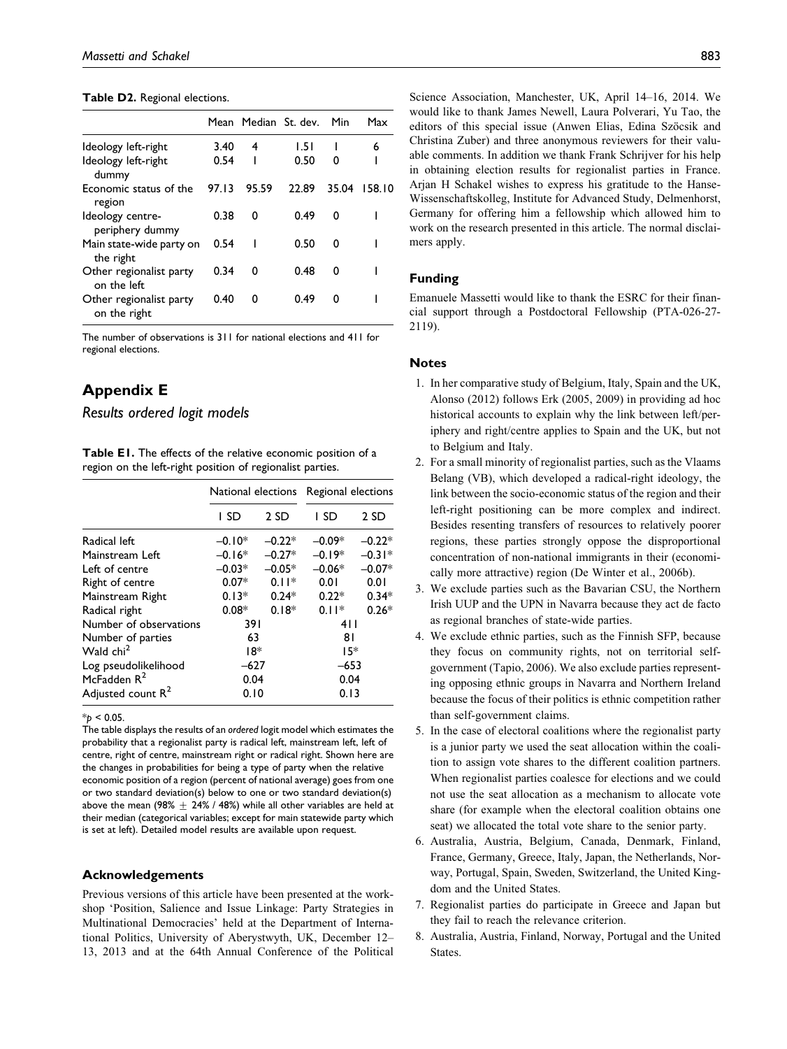**Table D2.** Regional elections.

| | Mean | Median | St. dev. | Min | Max |
|---|---|---|---|---|---|
| Ideology left-right | 3.40 | 4 | 1.51 | 1 | 6 |
| Ideology left-right dummy | 0.54 | 1 | 0.50 | 0 | 1 |
| Economic status of the region | 97.13 | 95.59 | 22.89 | 35.04 | 158.10 |
| Ideology centre-periphery dummy | 0.38 | 0 | 0.49 | 0 | 1 |
| Main state-wide party on the right | 0.54 | 1 | 0.50 | 0 | 1 |
| Other regionalist party on the left | 0.34 | 0 | 0.48 | 0 | 1 |
| Other regionalist party on the right | 0.40 | 0 | 0.49 | 0 | 1 |

The number of observations is 311 for national elections and 411 for regional elections.

## Appendix E

*Results ordered logit models*

**Table E1.** The effects of the relative economic position of a region on the left-right position of regionalist parties.

| | National elections | | Regional elections | |
|---|---|---|---|---|
| | 1 SD | 2 SD | 1 SD | 2 SD |
| Radical left | –0.10* | –0.22* | –0.09* | –0.22* |
| Mainstream Left | –0.16* | –0.27* | –0.19* | –0.31* |
| Left of centre | –0.03* | –0.05* | –0.06* | –0.07* |
| Right of centre | 0.07* | 0.11* | 0.01 | 0.01 |
| Mainstream Right | 0.13* | 0.24* | 0.22* | 0.34* |
| Radical right | 0.08* | 0.18* | 0.11* | 0.26* |
| Number of observations | 391 | | 411 | |
| Number of parties | 63 | | 81 | |
| Wald chi$^2$ | 18* | | 15* | |
| Log pseudolikelihood | –627 | | –653 | |
| McFadden $R^2$ | 0.04 | | 0.04 | |
| Adjusted count $R^2$ | 0.10 | | 0.13 | |

*$p < 0.05$.

The table displays the results of an *ordered* logit model which estimates the probability that a regionalist party is radical left, mainstream left, left of centre, right of centre, mainstream right or radical right. Shown here are the changes in probabilities for being a type of party when the relative economic position of a region (percent of national average) goes from one or two standard deviation(s) below to one or two standard deviation(s) above the mean (98% ± 24% / 48%) while all other variables are held at their median (categorical variables; except for main statewide party which is set at left). Detailed model results are available upon request.

### Acknowledgements

Previous versions of this article have been presented at the workshop 'Position, Salience and Issue Linkage: Party Strategies in Multinational Democracies' held at the Department of International Politics, University of Aberystwyth, UK, December 12–13, 2013 and at the 64th Annual Conference of the Political Science Association, Manchester, UK, April 14–16, 2014. We would like to thank James Newell, Laura Polverari, Yu Tao, the editors of this special issue (Anwen Elias, Edina Szöcsik and Christina Zuber) and three anonymous reviewers for their valuable comments. In addition we thank Frank Schrijver for his help in obtaining election results for regionalist parties in France. Arjan H Schakel wishes to express his gratitude to the Hanse-Wissenschaftskolleg, Institute for Advanced Study, Delmenhorst, Germany for offering him a fellowship which allowed him to work on the research presented in this article. The normal disclaimers apply.

### Funding

Emanuele Massetti would like to thank the ESRC for their financial support through a Postdoctoral Fellowship (PTA-026-27-2119).

### Notes

1. In her comparative study of Belgium, Italy, Spain and the UK, Alonso (2012) follows Erk (2005, 2009) in providing ad hoc historical accounts to explain why the link between left/periphery and right/centre applies to Spain and the UK, but not to Belgium and Italy.
2. For a small minority of regionalist parties, such as the Vlaams Belang (VB), which developed a radical-right ideology, the link between the socio-economic status of the region and their left-right positioning can be more complex and indirect. Besides resenting transfers of resources to relatively poorer regions, these parties strongly oppose the disproportional concentration of non-national immigrants in their (economically more attractive) region (De Winter et al., 2006b).
3. We exclude parties such as the Bavarian CSU, the Northern Irish UUP and the UPN in Navarra because they act de facto as regional branches of state-wide parties.
4. We exclude ethnic parties, such as the Finnish SFP, because they focus on community rights, not on territorial self-government (Tapio, 2006). We also exclude parties representing opposing ethnic groups in Navarra and Northern Ireland because the focus of their politics is ethnic competition rather than self-government claims.
5. In the case of electoral coalitions where the regionalist party is a junior party we used the seat allocation within the coalition to assign vote shares to the different coalition partners. When regionalist parties coalesce for elections and we could not use the seat allocation as a mechanism to allocate vote share (for example when the electoral coalition obtains one seat) we allocated the total vote share to the senior party.
6. Australia, Austria, Belgium, Canada, Denmark, Finland, France, Germany, Greece, Italy, Japan, the Netherlands, Norway, Portugal, Spain, Sweden, Switzerland, the United Kingdom and the United States.
7. Regionalist parties do participate in Greece and Japan but they fail to reach the relevance criterion.
8. Australia, Austria, Finland, Norway, Portugal and the United States.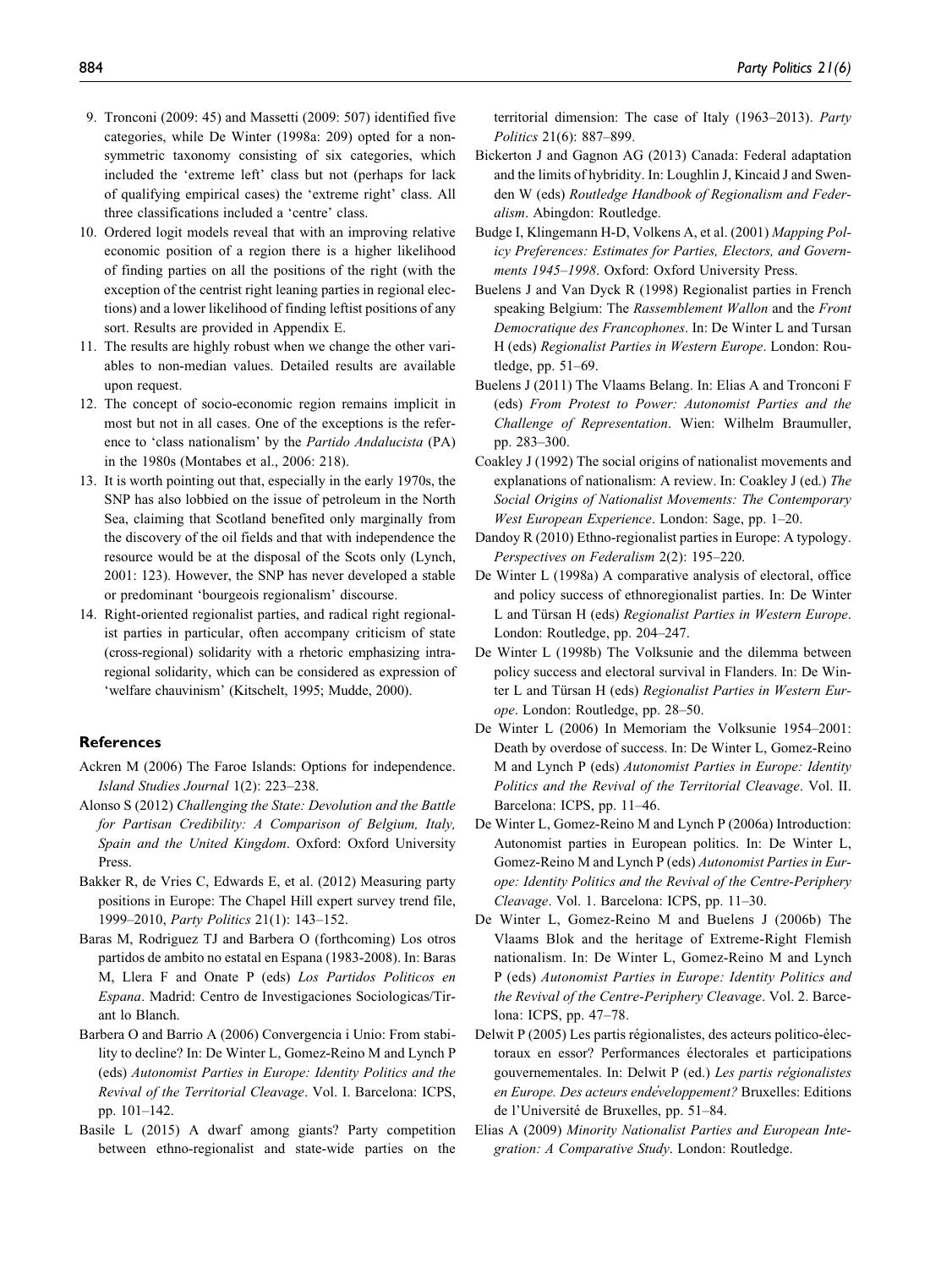9. Tronconi (2009: 45) and Massetti (2009: 507) identified five categories, while De Winter (1998a: 209) opted for a non-symmetric taxonomy consisting of six categories, which included the 'extreme left' class but not (perhaps for lack of qualifying empirical cases) the 'extreme right' class. All three classifications included a 'centre' class.
10. Ordered logit models reveal that with an improving relative economic position of a region there is a higher likelihood of finding parties on all the positions of the right (with the exception of the centrist right leaning parties in regional elections) and a lower likelihood of finding leftist positions of any sort. Results are provided in Appendix E.
11. The results are highly robust when we change the other variables to non-median values. Detailed results are available upon request.
12. The concept of socio-economic region remains implicit in most but not in all cases. One of the exceptions is the reference to 'class nationalism' by the *Partido Andalucista* (PA) in the 1980s (Montabes et al., 2006: 218).
13. It is worth pointing out that, especially in the early 1970s, the SNP has also lobbied on the issue of petroleum in the North Sea, claiming that Scotland benefited only marginally from the discovery of the oil fields and that with independence the resource would be at the disposal of the Scots only (Lynch, 2001: 123). However, the SNP has never developed a stable or predominant 'bourgeois regionalism' discourse.
14. Right-oriented regionalist parties, and radical right regionalist parties in particular, often accompany criticism of state (cross-regional) solidarity with a rhetoric emphasizing intra-regional solidarity, which can be considered as expression of 'welfare chauvinism' (Kitschelt, 1995; Mudde, 2000).

## References

Ackren M (2006) The Faroe Islands: Options for independence. *Island Studies Journal* 1(2): 223–238.

Alonso S (2012) *Challenging the State: Devolution and the Battle for Partisan Credibility: A Comparison of Belgium, Italy, Spain and the United Kingdom*. Oxford: Oxford University Press.

Bakker R, de Vries C, Edwards E, et al. (2012) Measuring party positions in Europe: The Chapel Hill expert survey trend file, 1999–2010, *Party Politics* 21(1): 143–152.

Baras M, Rodriguez TJ and Barbera O (forthcoming) Los otros partidos de ambito no estatal en Espana (1983-2008). In: Baras M, Llera F and Onate P (eds) *Los Partidos Politicos en Espana*. Madrid: Centro de Investigaciones Sociologicas/Tirant lo Blanch.

Barbera O and Barrio A (2006) Convergencia i Unio: From stability to decline? In: De Winter L, Gomez-Reino M and Lynch P (eds) *Autonomist Parties in Europe: Identity Politics and the Revival of the Territorial Cleavage*. Vol. I. Barcelona: ICPS, pp. 101–142.

Basile L (2015) A dwarf among giants? Party competition between ethno-regionalist and state-wide parties on the territorial dimension: The case of Italy (1963–2013). *Party Politics* 21(6): 887–899.

Bickerton J and Gagnon AG (2013) Canada: Federal adaptation and the limits of hybridity. In: Loughlin J, Kincaid J and Swenden W (eds) *Routledge Handbook of Regionalism and Federalism*. Abingdon: Routledge.

Budge I, Klingemann H-D, Volkens A, et al. (2001) *Mapping Policy Preferences: Estimates for Parties, Electors, and Governments 1945–1998*. Oxford: Oxford University Press.

Buelens J and Van Dyck R (1998) Regionalist parties in French speaking Belgium: The *Rassemblement Wallon* and the *Front Democratique des Francophones*. In: De Winter L and Tursan H (eds) *Regionalist Parties in Western Europe*. London: Routledge, pp. 51–69.

Buelens J (2011) The Vlaams Belang. In: Elias A and Tronconi F (eds) *From Protest to Power: Autonomist Parties and the Challenge of Representation*. Wien: Wilhelm Braumuller, pp. 283–300.

Coakley J (1992) The social origins of nationalist movements and explanations of nationalism: A review. In: Coakley J (ed.) *The Social Origins of Nationalist Movements: The Contemporary West European Experience*. London: Sage, pp. 1–20.

Dandoy R (2010) Ethno-regionalist parties in Europe: A typology. *Perspectives on Federalism* 2(2): 195–220.

De Winter L (1998a) A comparative analysis of electoral, office and policy success of ethnoregionalist parties. In: De Winter L and Türsan H (eds) *Regionalist Parties in Western Europe*. London: Routledge, pp. 204–247.

De Winter L (1998b) The Volksunie and the dilemma between policy success and electoral survival in Flanders. In: De Winter L and Türsan H (eds) *Regionalist Parties in Western Europe*. London: Routledge, pp. 28–50.

De Winter L (2006) In Memoriam the Volksunie 1954–2001: Death by overdose of success. In: De Winter L, Gomez-Reino M and Lynch P (eds) *Autonomist Parties in Europe: Identity Politics and the Revival of the Territorial Cleavage*. Vol. II. Barcelona: ICPS, pp. 11–46.

De Winter L, Gomez-Reino M and Lynch P (2006a) Introduction: Autonomist parties in European politics. In: De Winter L, Gomez-Reino M and Lynch P (eds) *Autonomist Parties in Europe: Identity Politics and the Revival of the Centre-Periphery Cleavage*. Vol. 1. Barcelona: ICPS, pp. 11–30.

De Winter L, Gomez-Reino M and Buelens J (2006b) The Vlaams Blok and the heritage of Extreme-Right Flemish nationalism. In: De Winter L, Gomez-Reino M and Lynch P (eds) *Autonomist Parties in Europe: Identity Politics and the Revival of the Centre-Periphery Cleavage*. Vol. 2. Barcelona: ICPS, pp. 47–78.

Delwit P (2005) Les partis régionalistes, des acteurs politico-électoraux en essor? Performances électorales et participations gouvernementales. In: Delwit P (ed.) *Les partis régionalistes en Europe. Des acteurs endéveloppement?* Bruxelles: Editions de l'Université de Bruxelles, pp. 51–84.

Elias A (2009) *Minority Nationalist Parties and European Integration: A Comparative Study*. London: Routledge.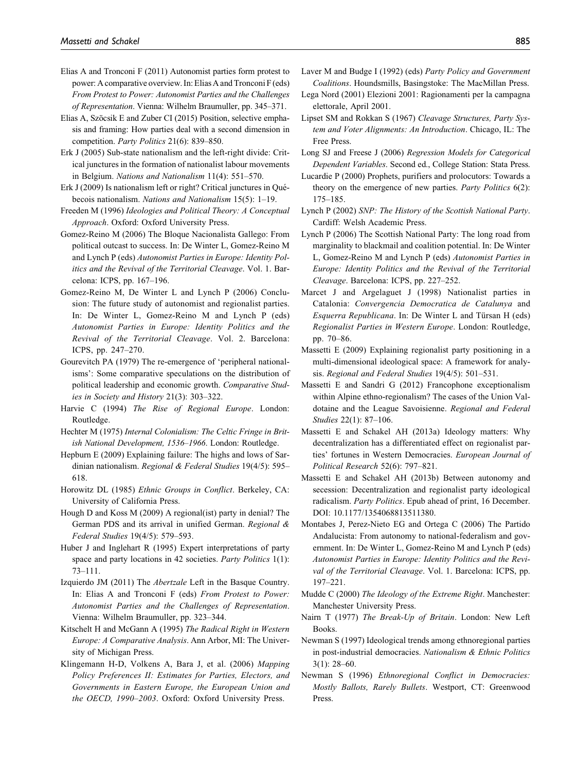Elias A and Tronconi F (2011) Autonomist parties form protest to power: A comparative overview. In: Elias A and Tronconi F (eds) *From Protest to Power: Autonomist Parties and the Challenges of Representation*. Vienna: Wilhelm Braumuller, pp. 345–371.

Elias A, Szöcsik E and Zuber CI (2015) Position, selective emphasis and framing: How parties deal with a second dimension in competition. *Party Politics* 21(6): 839–850.

Erk J (2005) Sub-state nationalism and the left-right divide: Critical junctures in the formation of nationalist labour movements in Belgium. *Nations and Nationalism* 11(4): 551–570.

Erk J (2009) Is nationalism left or right? Critical junctures in Québecois nationalism. *Nations and Nationalism* 15(5): 1–19.

Freeden M (1996) *Ideologies and Political Theory: A Conceptual Approach*. Oxford: Oxford University Press.

Gomez-Reino M (2006) The Bloque Nacionalista Gallego: From political outcast to success. In: De Winter L, Gomez-Reino M and Lynch P (eds) *Autonomist Parties in Europe: Identity Politics and the Revival of the Territorial Cleavage*. Vol. 1. Barcelona: ICPS, pp. 167–196.

Gomez-Reino M, De Winter L and Lynch P (2006) Conclusion: The future study of autonomist and regionalist parties. In: De Winter L, Gomez-Reino M and Lynch P (eds) *Autonomist Parties in Europe: Identity Politics and the Revival of the Territorial Cleavage*. Vol. 2. Barcelona: ICPS, pp. 247–270.

Gourevitch PA (1979) The re-emergence of 'peripheral nationalisms': Some comparative speculations on the distribution of political leadership and economic growth. *Comparative Studies in Society and History* 21(3): 303–322.

Harvie C (1994) *The Rise of Regional Europe*. London: Routledge.

Hechter M (1975) *Internal Colonialism: The Celtic Fringe in British National Development, 1536–1966*. London: Routledge.

Hepburn E (2009) Explaining failure: The highs and lows of Sardinian nationalism. *Regional & Federal Studies* 19(4/5): 595–618.

Horowitz DL (1985) *Ethnic Groups in Conflict*. Berkeley, CA: University of California Press.

Hough D and Koss M (2009) A regional(ist) party in denial? The German PDS and its arrival in unified German. *Regional & Federal Studies* 19(4/5): 579–593.

Huber J and Inglehart R (1995) Expert interpretations of party space and party locations in 42 societies. *Party Politics* 1(1): 73–111.

Izquierdo JM (2011) The *Abertzale* Left in the Basque Country. In: Elias A and Tronconi F (eds) *From Protest to Power: Autonomist Parties and the Challenges of Representation*. Vienna: Wilhelm Braumuller, pp. 323–344.

Kitschelt H and McGann A (1995) *The Radical Right in Western Europe: A Comparative Analysis*. Ann Arbor, MI: The University of Michigan Press.

Klingemann H-D, Volkens A, Bara J, et al. (2006) *Mapping Policy Preferences II: Estimates for Parties, Electors, and Governments in Eastern Europe, the European Union and the OECD, 1990–2003*. Oxford: Oxford University Press.

Laver M and Budge I (1992) (eds) *Party Policy and Government Coalitions*. Houndsmills, Basingstoke: The MacMillan Press.

Lega Nord (2001) Elezioni 2001: Ragionamenti per la campagna elettorale, April 2001.

Lipset SM and Rokkan S (1967) *Cleavage Structures, Party System and Voter Alignments: An Introduction*. Chicago, IL: The Free Press.

Long SJ and Freese J (2006) *Regression Models for Categorical Dependent Variables*. Second ed., College Station: Stata Press.

Lucardie P (2000) Prophets, purifiers and prolocutors: Towards a theory on the emergence of new parties. *Party Politics* 6(2): 175–185.

Lynch P (2002) *SNP: The History of the Scottish National Party*. Cardiff: Welsh Academic Press.

Lynch P (2006) The Scottish National Party: The long road from marginality to blackmail and coalition potential. In: De Winter L, Gomez-Reino M and Lynch P (eds) *Autonomist Parties in Europe: Identity Politics and the Revival of the Territorial Cleavage*. Barcelona: ICPS, pp. 227–252.

Marcet J and Argelaguet J (1998) Nationalist parties in Catalonia: *Convergencia Democratica de Catalunya* and *Esquerra Republicana*. In: De Winter L and Türsan H (eds) *Regionalist Parties in Western Europe*. London: Routledge, pp. 70–86.

Massetti E (2009) Explaining regionalist party positioning in a multi-dimensional ideological space: A framework for analysis. *Regional and Federal Studies* 19(4/5): 501–531.

Massetti E and Sandri G (2012) Francophone exceptionalism within Alpine ethno-regionalism? The cases of the Union Valdotaine and the League Savoisienne. *Regional and Federal Studies* 22(1): 87–106.

Massetti E and Schakel AH (2013a) Ideology matters: Why decentralization has a differentiated effect on regionalist parties' fortunes in Western Democracies. *European Journal of Political Research* 52(6): 797–821.

Massetti E and Schakel AH (2013b) Between autonomy and secession: Decentralization and regionalist party ideological radicalism. *Party Politics*. Epub ahead of print, 16 December. DOI: 10.1177/1354068813511380.

Montabes J, Perez-Nieto EG and Ortega C (2006) The Partido Andalucista: From autonomy to national-federalism and government. In: De Winter L, Gomez-Reino M and Lynch P (eds) *Autonomist Parties in Europe: Identity Politics and the Revival of the Territorial Cleavage*. Vol. 1. Barcelona: ICPS, pp. 197–221.

Mudde C (2000) *The Ideology of the Extreme Right*. Manchester: Manchester University Press.

Nairn T (1977) *The Break-Up of Britain*. London: New Left Books.

Newman S (1997) Ideological trends among ethnoregional parties in post-industrial democracies. *Nationalism & Ethnic Politics* 3(1): 28–60.

Newman S (1996) *Ethnoregional Conflict in Democracies: Mostly Ballots, Rarely Bullets*. Westport, CT: Greenwood Press.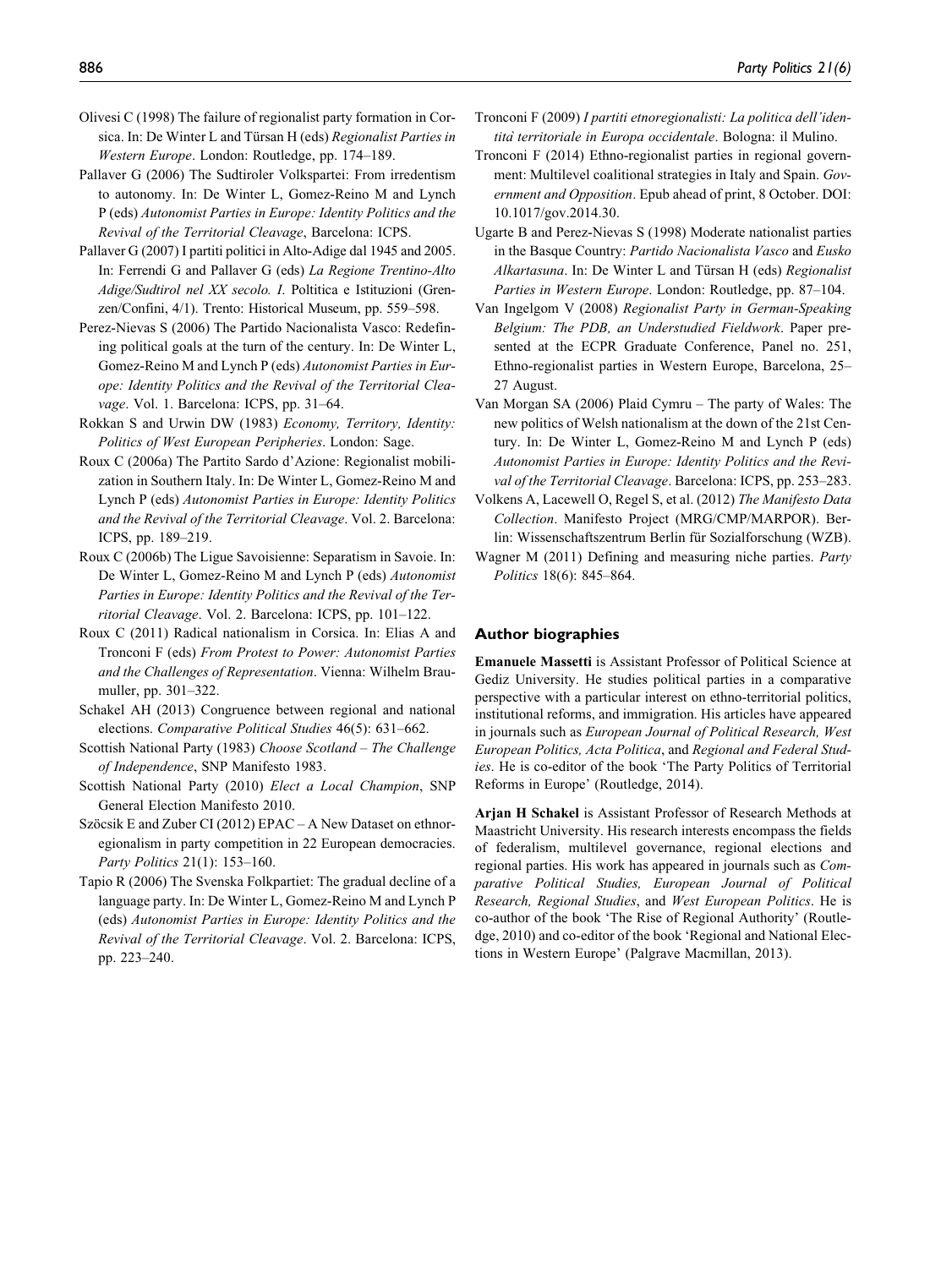Olivesi C (1998) The failure of regionalist party formation in Corsica. In: De Winter L and Türsan H (eds) *Regionalist Parties in Western Europe*. London: Routledge, pp. 174–189.

Pallaver G (2006) The Sudtiroler Volkspartei: From irredentism to autonomy. In: De Winter L, Gomez-Reino M and Lynch P (eds) *Autonomist Parties in Europe: Identity Politics and the Revival of the Territorial Cleavage*, Barcelona: ICPS.

Pallaver G (2007) I partiti politici in Alto-Adige dal 1945 and 2005. In: Ferrendi G and Pallaver G (eds) *La Regione Trentino-Alto Adige/Sudtirol nel XX secolo. I*. Poltitica e Istituzioni (Grenzen/Confini, 4/1). Trento: Historical Museum, pp. 559–598.

Perez-Nievas S (2006) The Partido Nacionalista Vasco: Redefining political goals at the turn of the century. In: De Winter L, Gomez-Reino M and Lynch P (eds) *Autonomist Parties in Europe: Identity Politics and the Revival of the Territorial Cleavage*. Vol. 1. Barcelona: ICPS, pp. 31–64.

Rokkan S and Urwin DW (1983) *Economy, Territory, Identity: Politics of West European Peripheries*. London: Sage.

Roux C (2006a) The Partito Sardo d'Azione: Regionalist mobilization in Southern Italy. In: De Winter L, Gomez-Reino M and Lynch P (eds) *Autonomist Parties in Europe: Identity Politics and the Revival of the Territorial Cleavage*. Vol. 2. Barcelona: ICPS, pp. 189–219.

Roux C (2006b) The Ligue Savoisienne: Separatism in Savoie. In: De Winter L, Gomez-Reino M and Lynch P (eds) *Autonomist Parties in Europe: Identity Politics and the Revival of the Territorial Cleavage*. Vol. 2. Barcelona: ICPS, pp. 101–122.

Roux C (2011) Radical nationalism in Corsica. In: Elias A and Tronconi F (eds) *From Protest to Power: Autonomist Parties and the Challenges of Representation*. Vienna: Wilhelm Braumuller, pp. 301–322.

Schakel AH (2013) Congruence between regional and national elections. *Comparative Political Studies* 46(5): 631–662.

Scottish National Party (1983) *Choose Scotland – The Challenge of Independence*, SNP Manifesto 1983.

Scottish National Party (2010) *Elect a Local Champion*, SNP General Election Manifesto 2010.

Szöcsik E and Zuber CI (2012) EPAC – A New Dataset on ethnoregionalism in party competition in 22 European democracies. *Party Politics* 21(1): 153–160.

Tapio R (2006) The Svenska Folkpartiet: The gradual decline of a language party. In: De Winter L, Gomez-Reino M and Lynch P (eds) *Autonomist Parties in Europe: Identity Politics and the Revival of the Territorial Cleavage*. Vol. 2. Barcelona: ICPS, pp. 223–240.

Tronconi F (2009) *I partiti etnoregionalisti: La politica dell'identità territoriale in Europa occidentale*. Bologna: il Mulino.

Tronconi F (2014) Ethno-regionalist parties in regional government: Multilevel coalitional strategies in Italy and Spain. *Government and Opposition*. Epub ahead of print, 8 October. DOI: 10.1017/gov.2014.30.

Ugarte B and Perez-Nievas S (1998) Moderate nationalist parties in the Basque Country: *Partido Nacionalista Vasco* and *Eusko Alkartasuna*. In: De Winter L and Türsan H (eds) *Regionalist Parties in Western Europe*. London: Routledge, pp. 87–104.

Van Ingelgom V (2008) *Regionalist Party in German-Speaking Belgium: The PDB, an Understudied Fieldwork*. Paper presented at the ECPR Graduate Conference, Panel no. 251, Ethno-regionalist parties in Western Europe, Barcelona, 25–27 August.

Van Morgan SA (2006) Plaid Cymru – The party of Wales: The new politics of Welsh nationalism at the down of the 21st Century. In: De Winter L, Gomez-Reino M and Lynch P (eds) *Autonomist Parties in Europe: Identity Politics and the Revival of the Territorial Cleavage*. Barcelona: ICPS, pp. 253–283.

Volkens A, Lacewell O, Regel S, et al. (2012) *The Manifesto Data Collection*. Manifesto Project (MRG/CMP/MARPOR). Berlin: Wissenschaftszentrum Berlin für Sozialforschung (WZB).

Wagner M (2011) Defining and measuring niche parties. *Party Politics* 18(6): 845–864.

## Author biographies

**Emanuele Massetti** is Assistant Professor of Political Science at Gediz University. He studies political parties in a comparative perspective with a particular interest on ethno-territorial politics, institutional reforms, and immigration. His articles have appeared in journals such as *European Journal of Political Research, West European Politics, Acta Politica*, and *Regional and Federal Studies*. He is co-editor of the book 'The Party Politics of Territorial Reforms in Europe' (Routledge, 2014).

**Arjan H Schakel** is Assistant Professor of Research Methods at Maastricht University. His research interests encompass the fields of federalism, multilevel governance, regional elections and regional parties. His work has appeared in journals such as *Comparative Political Studies, European Journal of Political Research, Regional Studies*, and *West European Politics*. He is co-author of the book 'The Rise of Regional Authority' (Routledge, 2010) and co-editor of the book 'Regional and National Elections in Western Europe' (Palgrave Macmillan, 2013).